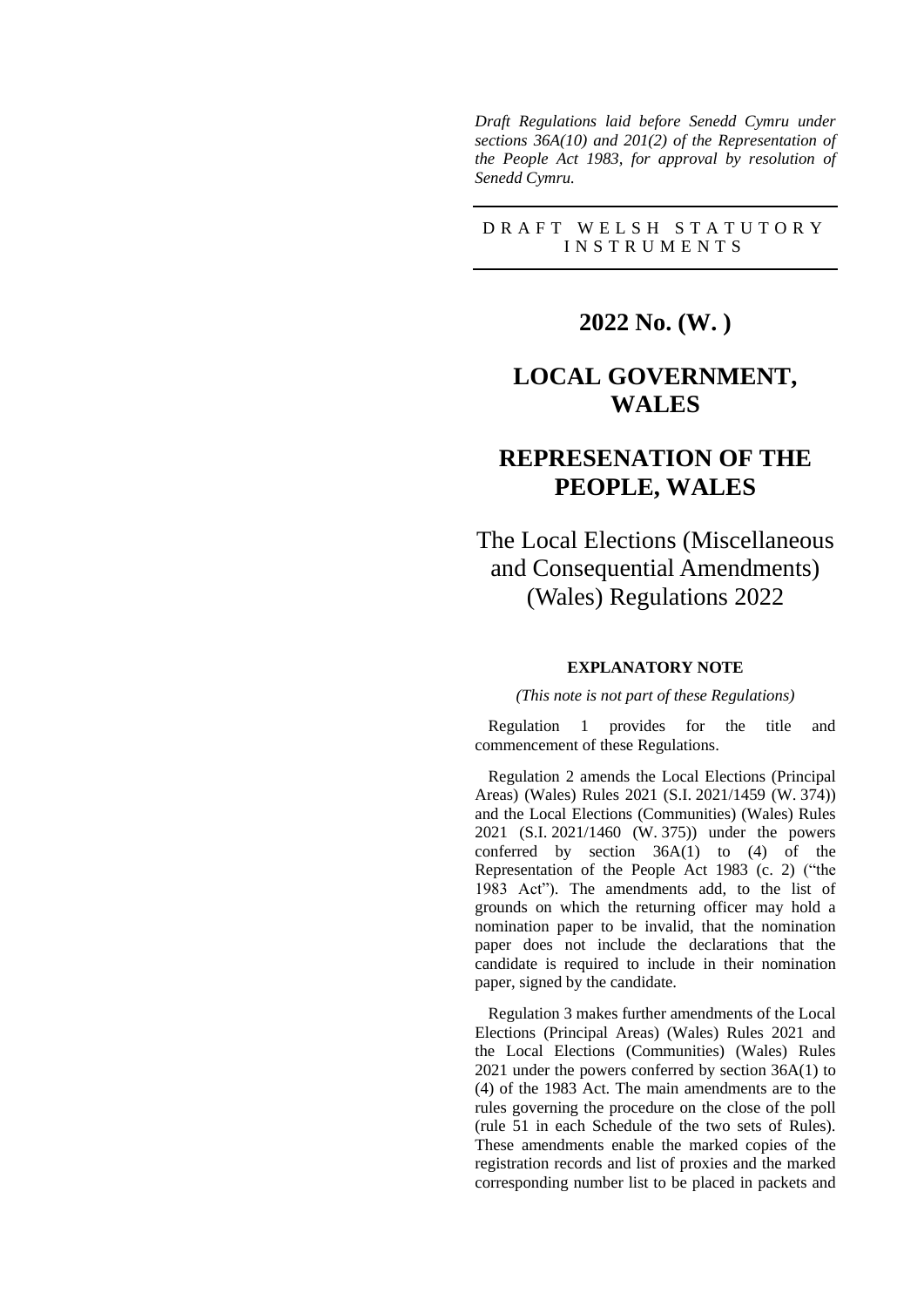*Draft Regulations laid before Senedd Cymru under sections 36A(10) and 201(2) of the Representation of the People Act 1983, for approval by resolution of Senedd Cymru.*

DRAFT WELSH STATUTORY INSTRUMENTS

# 2022 No. (W. )

# LOCAL GOVERNMENT, WALES

# REPRESENATION OF THE PEOPLE, WALES

## The Local Elections (Miscellaneous and Consequential Amendments) (Wales) Regulations 2022

### EXPLANATORY NOTE

*(This note is not part of these Regulations)*

Regulation 1 provides for the title and commencement of these Regulations.

Regulation 2 amends the Local Elections (Principal Areas) (Wales) Rules 2021 (S.I. 2021/1459 (W. 374)) and the Local Elections (Communities) (Wales) Rules 2021 (S.I. 2021/1460 (W. 375)) under the powers conferred by section 36A(1) to (4) of the Representation of the People Act 1983 (c. 2) ("the 1983 Act"). The amendments add, to the list of grounds on which the returning officer may hold a nomination paper to be invalid, that the nomination paper does not include the declarations that the candidate is required to include in their nomination paper, signed by the candidate.

Regulation 3 makes further amendments of the Local Elections (Principal Areas) (Wales) Rules 2021 and the Local Elections (Communities) (Wales) Rules 2021 under the powers conferred by section 36A(1) to (4) of the 1983 Act. The main amendments are to the rules governing the procedure on the close of the poll (rule 51 in each Schedule of the two sets of Rules). These amendments enable the marked copies of the registration records and list of proxies and the marked corresponding number list to be placed in packets and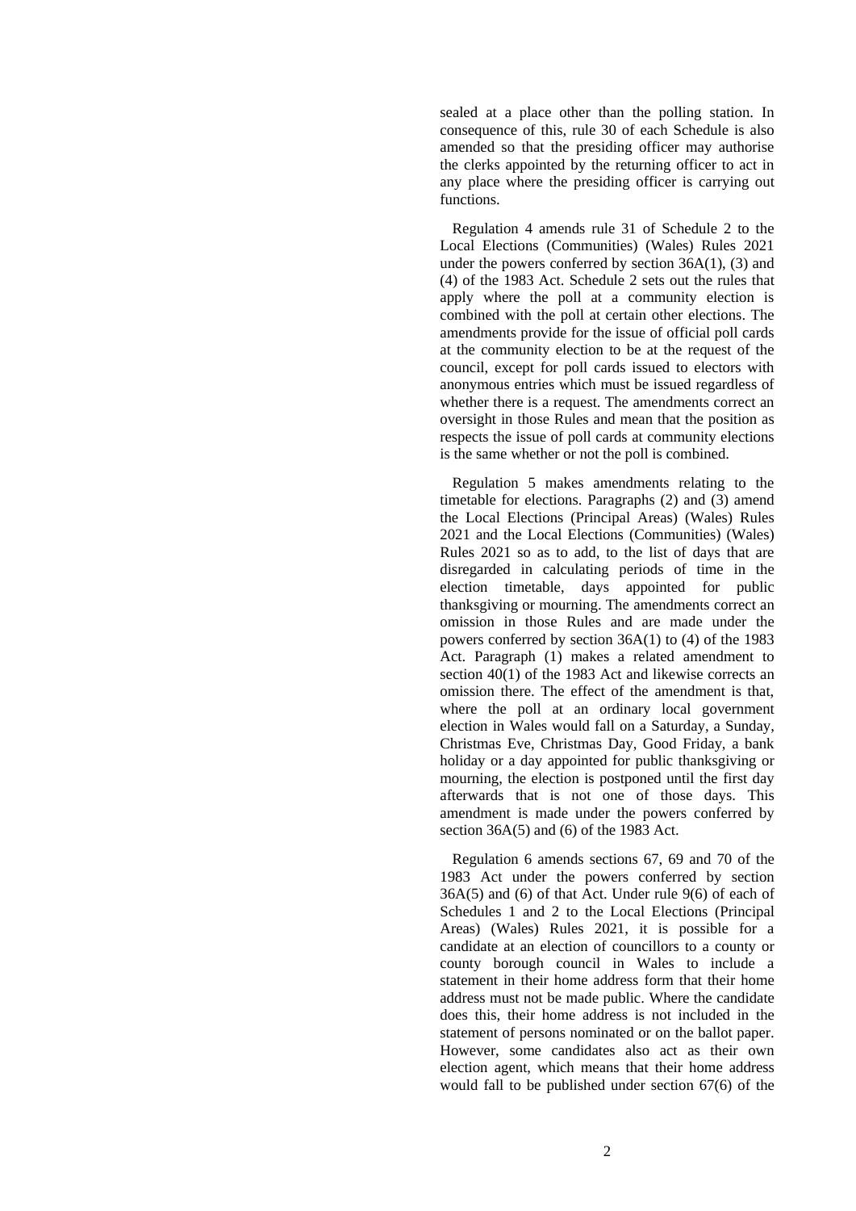sealed at a place other than the polling station. In consequence of this, rule 30 of each Schedule is also amended so that the presiding officer may authorise the clerks appointed by the returning officer to act in any place where the presiding officer is carrying out functions.

Regulation 4 amends rule 31 of Schedule 2 to the Local Elections (Communities) (Wales) Rules 2021 under the powers conferred by section 36A(1), (3) and (4) of the 1983 Act. Schedule 2 sets out the rules that apply where the poll at a community election is combined with the poll at certain other elections. The amendments provide for the issue of official poll cards at the community election to be at the request of the council, except for poll cards issued to electors with anonymous entries which must be issued regardless of whether there is a request. The amendments correct an oversight in those Rules and mean that the position as respects the issue of poll cards at community elections is the same whether or not the poll is combined.

Regulation 5 makes amendments relating to the timetable for elections. Paragraphs (2) and (3) amend the Local Elections (Principal Areas) (Wales) Rules 2021 and the Local Elections (Communities) (Wales) Rules 2021 so as to add, to the list of days that are disregarded in calculating periods of time in the election timetable, days appointed for public thanksgiving or mourning. The amendments correct an omission in those Rules and are made under the powers conferred by section 36A(1) to (4) of the 1983 Act. Paragraph (1) makes a related amendment to section 40(1) of the 1983 Act and likewise corrects an omission there. The effect of the amendment is that, where the poll at an ordinary local government election in Wales would fall on a Saturday, a Sunday, Christmas Eve, Christmas Day, Good Friday, a bank holiday or a day appointed for public thanksgiving or mourning, the election is postponed until the first day afterwards that is not one of those days. This amendment is made under the powers conferred by section 36A(5) and (6) of the 1983 Act.

Regulation 6 amends sections 67, 69 and 70 of the 1983 Act under the powers conferred by section 36A(5) and (6) of that Act. Under rule 9(6) of each of Schedules 1 and 2 to the Local Elections (Principal Areas) (Wales) Rules 2021, it is possible for a candidate at an election of councillors to a county or county borough council in Wales to include a statement in their home address form that their home address must not be made public. Where the candidate does this, their home address is not included in the statement of persons nominated or on the ballot paper. However, some candidates also act as their own election agent, which means that their home address would fall to be published under section 67(6) of the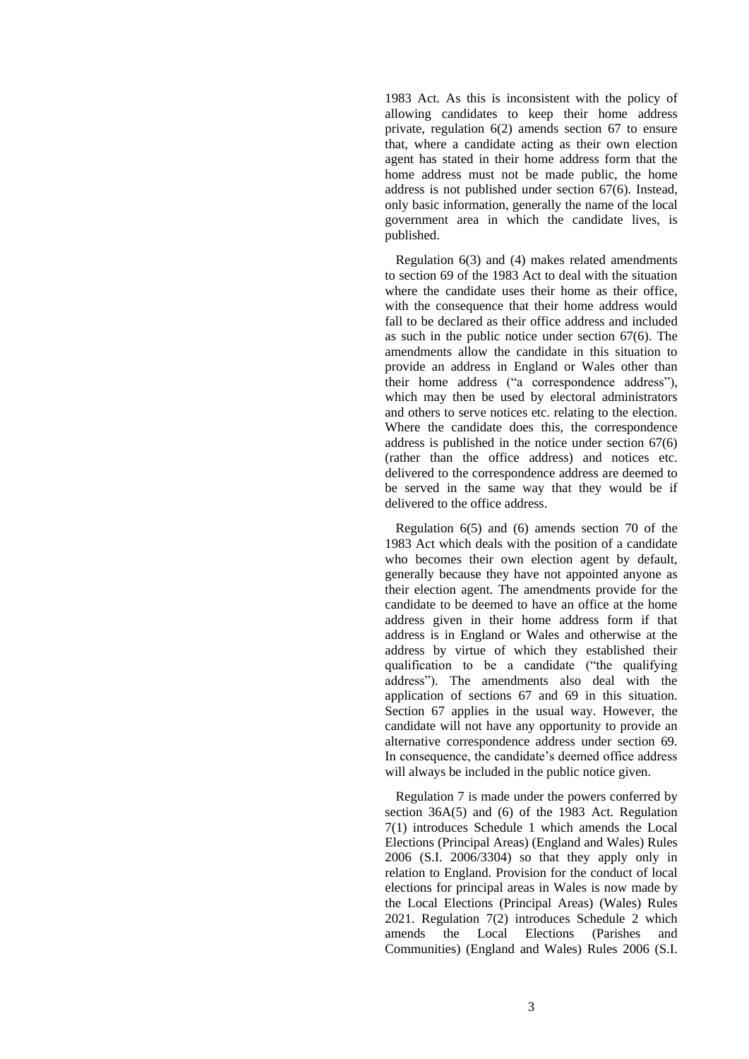1983 Act. As this is inconsistent with the policy of allowing candidates to keep their home address private, regulation 6(2) amends section 67 to ensure that, where a candidate acting as their own election agent has stated in their home address form that the home address must not be made public, the home address is not published under section 67(6). Instead, only basic information, generally the name of the local government area in which the candidate lives, is published.

Regulation 6(3) and (4) makes related amendments to section 69 of the 1983 Act to deal with the situation where the candidate uses their home as their office, with the consequence that their home address would fall to be declared as their office address and included as such in the public notice under section 67(6). The amendments allow the candidate in this situation to provide an address in England or Wales other than their home address ("a correspondence address"), which may then be used by electoral administrators and others to serve notices etc. relating to the election. Where the candidate does this, the correspondence address is published in the notice under section 67(6) (rather than the office address) and notices etc. delivered to the correspondence address are deemed to be served in the same way that they would be if delivered to the office address.

Regulation 6(5) and (6) amends section 70 of the 1983 Act which deals with the position of a candidate who becomes their own election agent by default, generally because they have not appointed anyone as their election agent. The amendments provide for the candidate to be deemed to have an office at the home address given in their home address form if that address is in England or Wales and otherwise at the address by virtue of which they established their qualification to be a candidate ("the qualifying address"). The amendments also deal with the application of sections 67 and 69 in this situation. Section 67 applies in the usual way. However, the candidate will not have any opportunity to provide an alternative correspondence address under section 69. In consequence, the candidate's deemed office address will always be included in the public notice given.

Regulation 7 is made under the powers conferred by section 36A(5) and (6) of the 1983 Act. Regulation 7(1) introduces Schedule 1 which amends the Local Elections (Principal Areas) (England and Wales) Rules 2006 (S.I. 2006/3304) so that they apply only in relation to England. Provision for the conduct of local elections for principal areas in Wales is now made by the Local Elections (Principal Areas) (Wales) Rules 2021. Regulation 7(2) introduces Schedule 2 which amends the Local Elections (Parishes and Communities) (England and Wales) Rules 2006 (S.I.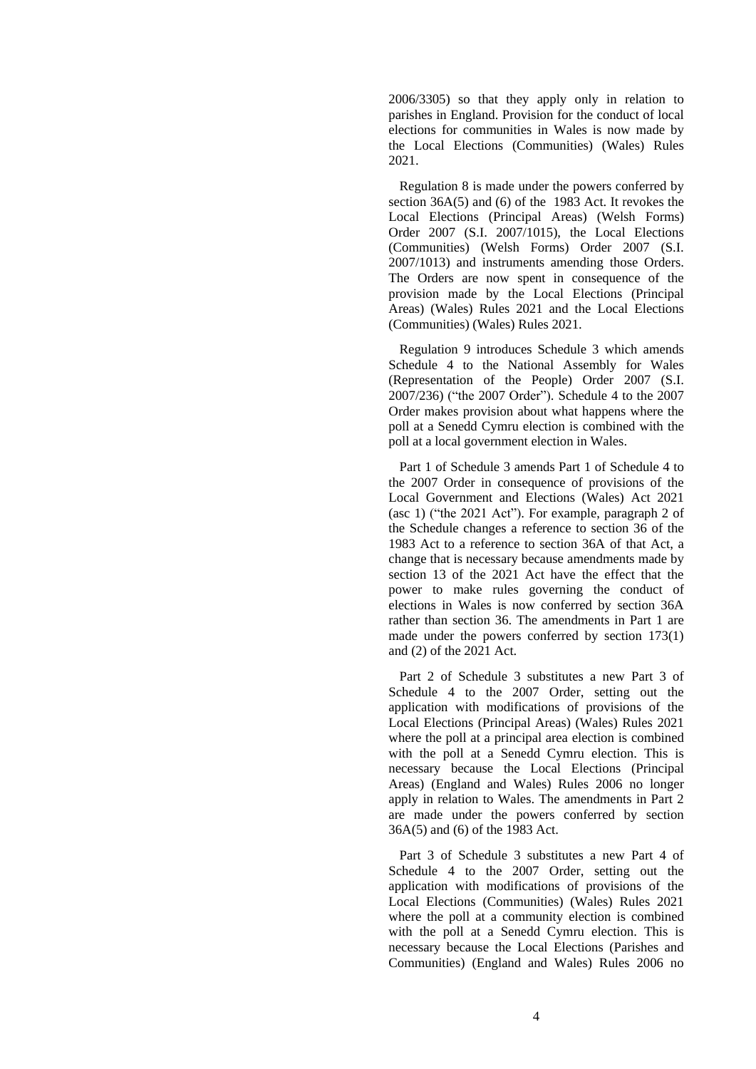2006/3305) so that they apply only in relation to parishes in England. Provision for the conduct of local elections for communities in Wales is now made by the Local Elections (Communities) (Wales) Rules 2021.

Regulation 8 is made under the powers conferred by section 36A(5) and (6) of the 1983 Act. It revokes the Local Elections (Principal Areas) (Welsh Forms) Order 2007 (S.I. 2007/1015), the Local Elections (Communities) (Welsh Forms) Order 2007 (S.I. 2007/1013) and instruments amending those Orders. The Orders are now spent in consequence of the provision made by the Local Elections (Principal Areas) (Wales) Rules 2021 and the Local Elections (Communities) (Wales) Rules 2021.

Regulation 9 introduces Schedule 3 which amends Schedule 4 to the National Assembly for Wales (Representation of the People) Order 2007 (S.I. 2007/236) ("the 2007 Order"). Schedule 4 to the 2007 Order makes provision about what happens where the poll at a Senedd Cymru election is combined with the poll at a local government election in Wales.

Part 1 of Schedule 3 amends Part 1 of Schedule 4 to the 2007 Order in consequence of provisions of the Local Government and Elections (Wales) Act 2021 (asc 1) ("the 2021 Act"). For example, paragraph 2 of the Schedule changes a reference to section 36 of the 1983 Act to a reference to section 36A of that Act, a change that is necessary because amendments made by section 13 of the 2021 Act have the effect that the power to make rules governing the conduct of elections in Wales is now conferred by section 36A rather than section 36. The amendments in Part 1 are made under the powers conferred by section 173(1) and (2) of the 2021 Act.

Part 2 of Schedule 3 substitutes a new Part 3 of Schedule 4 to the 2007 Order, setting out the application with modifications of provisions of the Local Elections (Principal Areas) (Wales) Rules 2021 where the poll at a principal area election is combined with the poll at a Senedd Cymru election. This is necessary because the Local Elections (Principal Areas) (England and Wales) Rules 2006 no longer apply in relation to Wales. The amendments in Part 2 are made under the powers conferred by section 36A(5) and (6) of the 1983 Act.

Part 3 of Schedule 3 substitutes a new Part 4 of Schedule 4 to the 2007 Order, setting out the application with modifications of provisions of the Local Elections (Communities) (Wales) Rules 2021 where the poll at a community election is combined with the poll at a Senedd Cymru election. This is necessary because the Local Elections (Parishes and Communities) (England and Wales) Rules 2006 no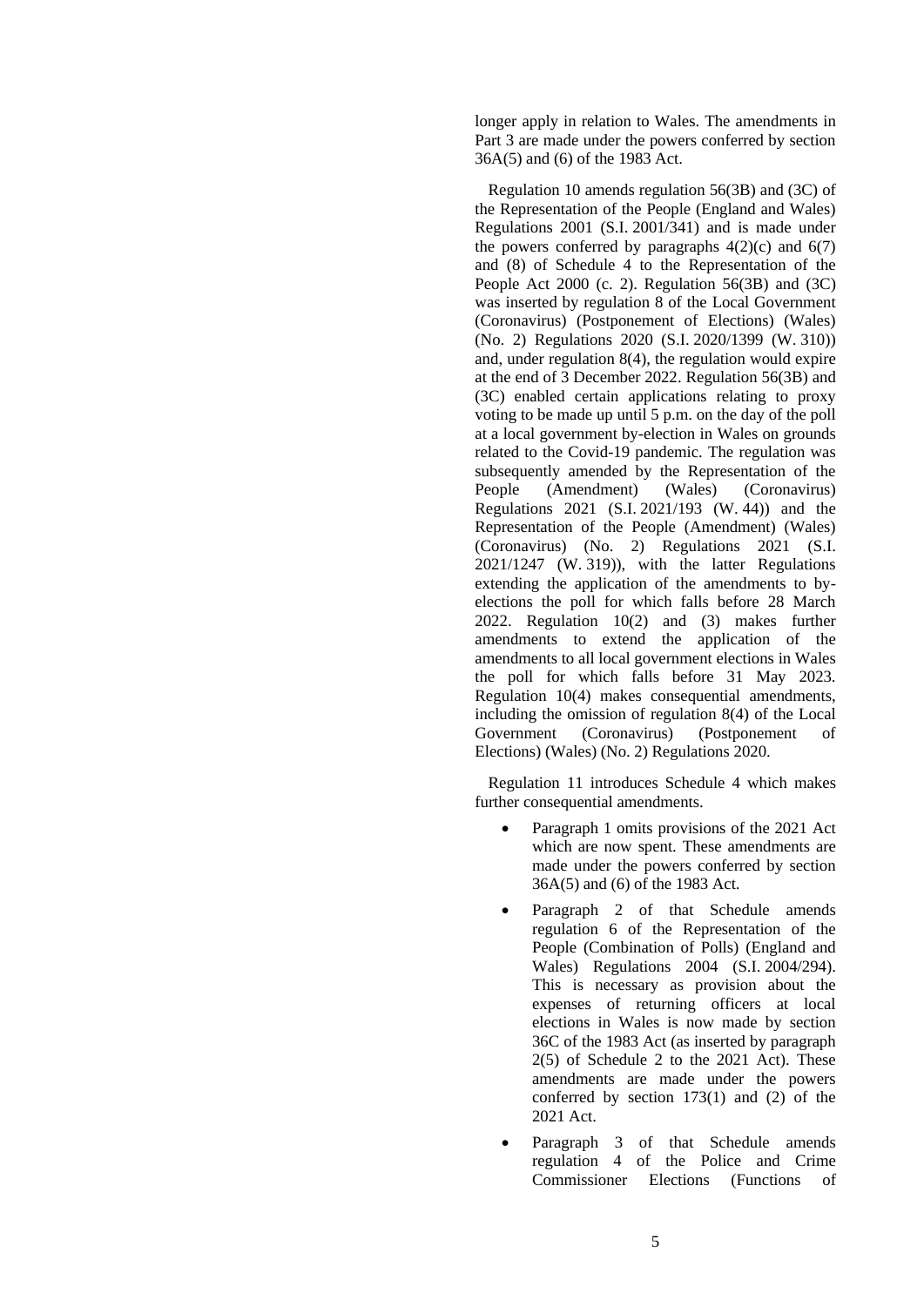longer apply in relation to Wales. The amendments in Part 3 are made under the powers conferred by section 36A(5) and (6) of the 1983 Act.

Regulation 10 amends regulation 56(3B) and (3C) of the Representation of the People (England and Wales) Regulations 2001 (S.I. 2001/341) and is made under the powers conferred by paragraphs 4(2)(c) and 6(7) and (8) of Schedule 4 to the Representation of the People Act 2000 (c. 2). Regulation 56(3B) and (3C) was inserted by regulation 8 of the Local Government (Coronavirus) (Postponement of Elections) (Wales) (No. 2) Regulations 2020 (S.I. 2020/1399 (W. 310)) and, under regulation 8(4), the regulation would expire at the end of 3 December 2022. Regulation 56(3B) and (3C) enabled certain applications relating to proxy voting to be made up until 5 p.m. on the day of the poll at a local government by-election in Wales on grounds related to the Covid-19 pandemic. The regulation was subsequently amended by the Representation of the People (Amendment) (Wales) (Coronavirus) Regulations 2021 (S.I. 2021/193 (W. 44)) and the Representation of the People (Amendment) (Wales) (Coronavirus) (No. 2) Regulations 2021 (S.I. 2021/1247 (W. 319)), with the latter Regulations extending the application of the amendments to by-elections the poll for which falls before 28 March 2022. Regulation 10(2) and (3) makes further amendments to extend the application of the amendments to all local government elections in Wales the poll for which falls before 31 May 2023. Regulation 10(4) makes consequential amendments, including the omission of regulation 8(4) of the Local Government (Coronavirus) (Postponement of Elections) (Wales) (No. 2) Regulations 2020.

Regulation 11 introduces Schedule 4 which makes further consequential amendments.

- Paragraph 1 omits provisions of the 2021 Act which are now spent. These amendments are made under the powers conferred by section 36A(5) and (6) of the 1983 Act.
- Paragraph 2 of that Schedule amends regulation 6 of the Representation of the People (Combination of Polls) (England and Wales) Regulations 2004 (S.I. 2004/294). This is necessary as provision about the expenses of returning officers at local elections in Wales is now made by section 36C of the 1983 Act (as inserted by paragraph 2(5) of Schedule 2 to the 2021 Act). These amendments are made under the powers conferred by section 173(1) and (2) of the 2021 Act.
- Paragraph 3 of that Schedule amends regulation 4 of the Police and Crime Commissioner Elections (Functions of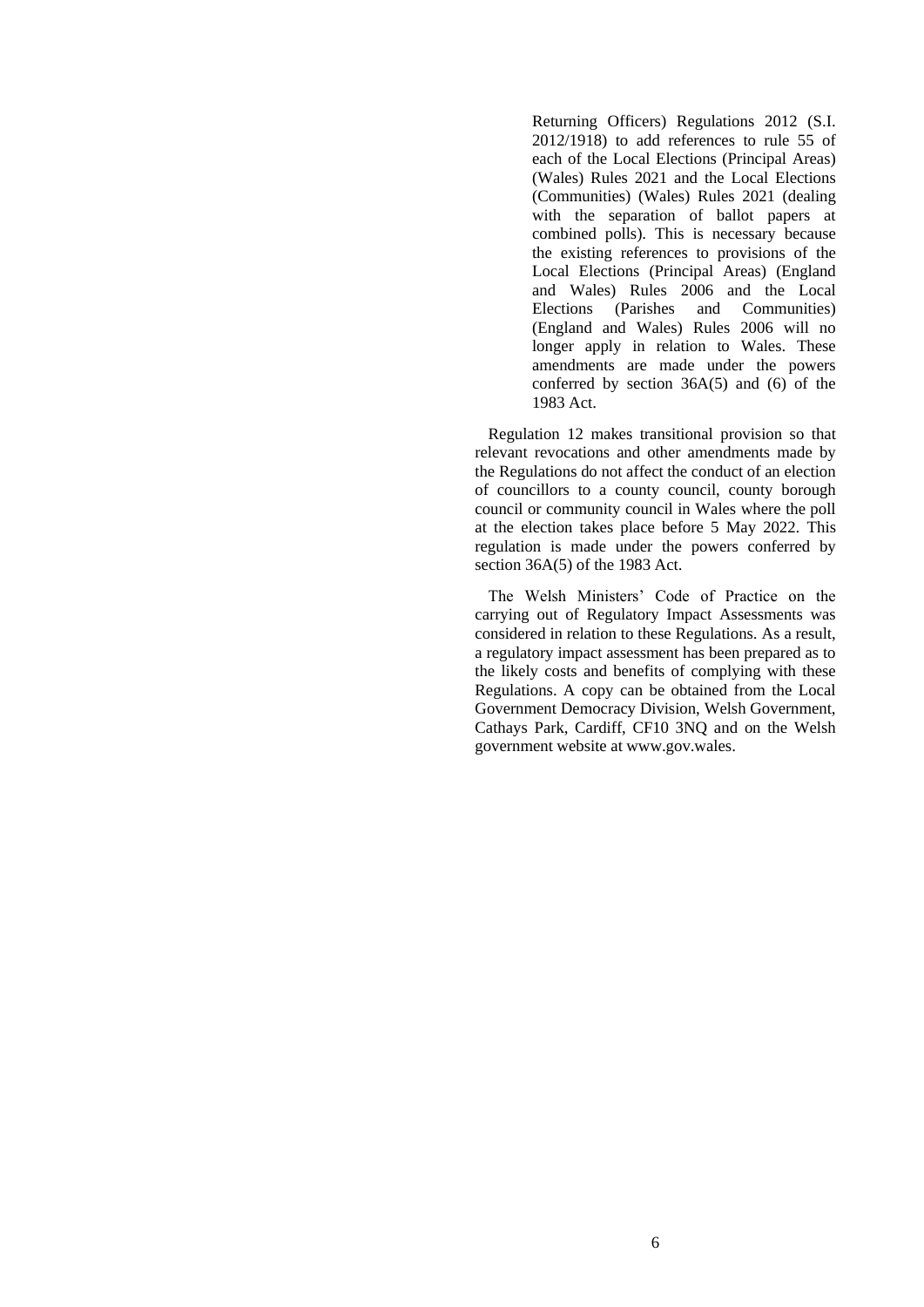Returning Officers) Regulations 2012 (S.I. 2012/1918) to add references to rule 55 of each of the Local Elections (Principal Areas) (Wales) Rules 2021 and the Local Elections (Communities) (Wales) Rules 2021 (dealing with the separation of ballot papers at combined polls). This is necessary because the existing references to provisions of the Local Elections (Principal Areas) (England and Wales) Rules 2006 and the Local Elections (Parishes and Communities) (England and Wales) Rules 2006 will no longer apply in relation to Wales. These amendments are made under the powers conferred by section 36A(5) and (6) of the 1983 Act.

Regulation 12 makes transitional provision so that relevant revocations and other amendments made by the Regulations do not affect the conduct of an election of councillors to a county council, county borough council or community council in Wales where the poll at the election takes place before 5 May 2022. This regulation is made under the powers conferred by section 36A(5) of the 1983 Act.

The Welsh Ministers' Code of Practice on the carrying out of Regulatory Impact Assessments was considered in relation to these Regulations. As a result, a regulatory impact assessment has been prepared as to the likely costs and benefits of complying with these Regulations. A copy can be obtained from the Local Government Democracy Division, Welsh Government, Cathays Park, Cardiff, CF10 3NQ and on the Welsh government website at www.gov.wales.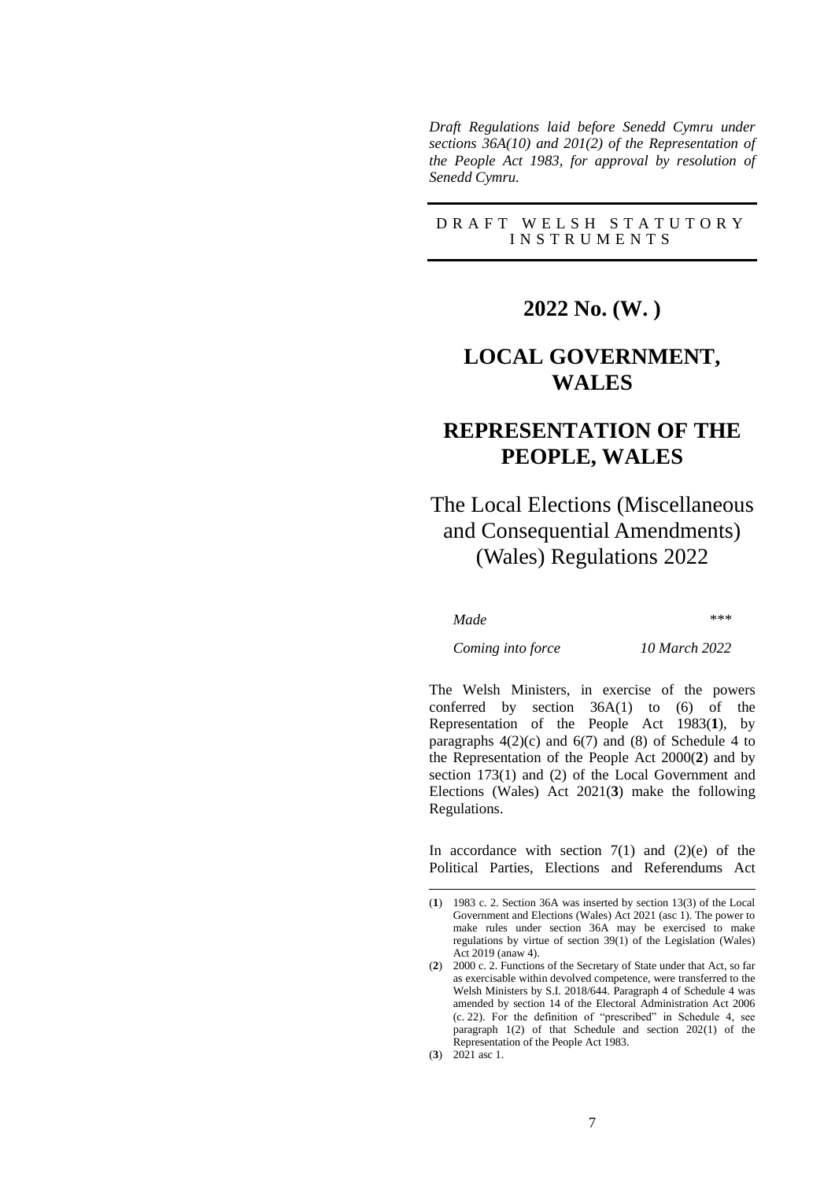*Draft Regulations laid before Senedd Cymru under sections 36A(10) and 201(2) of the Representation of the People Act 1983, for approval by resolution of Senedd Cymru.*

DRAFT WELSH STATUTORY INSTRUMENTS

# 2022 No. (W. )

# LOCAL GOVERNMENT, WALES

# REPRESENTATION OF THE PEOPLE, WALES

## The Local Elections (Miscellaneous and Consequential Amendments) (Wales) Regulations 2022

| | |
|---|---|
| *Made* | *\*\*\** |
| *Coming into force* | *10 March 2022* |

The Welsh Ministers, in exercise of the powers conferred by section 36A(1) to (6) of the Representation of the People Act 1983(**1**), by paragraphs 4(2)(c) and 6(7) and (8) of Schedule 4 to the Representation of the People Act 2000(**2**) and by section 173(1) and (2) of the Local Government and Elections (Wales) Act 2021(**3**) make the following Regulations.

In accordance with section 7(1) and (2)(e) of the Political Parties, Elections and Referendums Act

---

(**1**) 1983 c. 2. Section 36A was inserted by section 13(3) of the Local Government and Elections (Wales) Act 2021 (asc 1). The power to make rules under section 36A may be exercised to make regulations by virtue of section 39(1) of the Legislation (Wales) Act 2019 (anaw 4).

(**2**) 2000 c. 2. Functions of the Secretary of State under that Act, so far as exercisable within devolved competence, were transferred to the Welsh Ministers by S.I. 2018/644. Paragraph 4 of Schedule 4 was amended by section 14 of the Electoral Administration Act 2006 (c. 22). For the definition of "prescribed" in Schedule 4, see paragraph 1(2) of that Schedule and section 202(1) of the Representation of the People Act 1983.

(**3**) 2021 asc 1.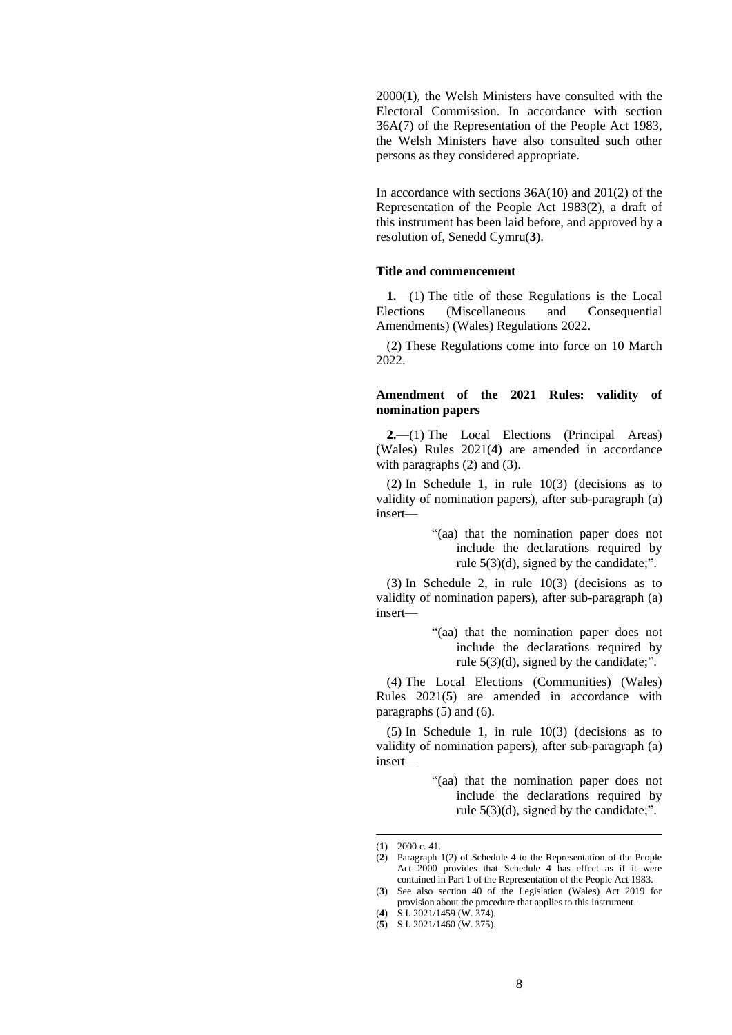2000(**1**), the Welsh Ministers have consulted with the Electoral Commission. In accordance with section 36A(7) of the Representation of the People Act 1983, the Welsh Ministers have also consulted such other persons as they considered appropriate.

In accordance with sections 36A(10) and 201(2) of the Representation of the People Act 1983(**2**), a draft of this instrument has been laid before, and approved by a resolution of, Senedd Cymru(**3**).

**Title and commencement**

**1.**—(1) The title of these Regulations is the Local Elections (Miscellaneous and Consequential Amendments) (Wales) Regulations 2022.

(2) These Regulations come into force on 10 March 2022.

**Amendment of the 2021 Rules: validity of nomination papers**

**2.**—(1) The Local Elections (Principal Areas) (Wales) Rules 2021(**4**) are amended in accordance with paragraphs (2) and (3).

(2) In Schedule 1, in rule 10(3) (decisions as to validity of nomination papers), after sub-paragraph (a) insert—

> "(aa) that the nomination paper does not include the declarations required by rule 5(3)(d), signed by the candidate;".

(3) In Schedule 2, in rule 10(3) (decisions as to validity of nomination papers), after sub-paragraph (a) insert—

> "(aa) that the nomination paper does not include the declarations required by rule 5(3)(d), signed by the candidate;".

(4) The Local Elections (Communities) (Wales) Rules 2021(**5**) are amended in accordance with paragraphs (5) and (6).

(5) In Schedule 1, in rule 10(3) (decisions as to validity of nomination papers), after sub-paragraph (a) insert—

> "(aa) that the nomination paper does not include the declarations required by rule 5(3)(d), signed by the candidate;".

---

(**1**) 2000 c. 41.

(**2**) Paragraph 1(2) of Schedule 4 to the Representation of the People Act 2000 provides that Schedule 4 has effect as if it were contained in Part 1 of the Representation of the People Act 1983.

(**3**) See also section 40 of the Legislation (Wales) Act 2019 for provision about the procedure that applies to this instrument.

(**4**) S.I. 2021/1459 (W. 374).

(**5**) S.I. 2021/1460 (W. 375).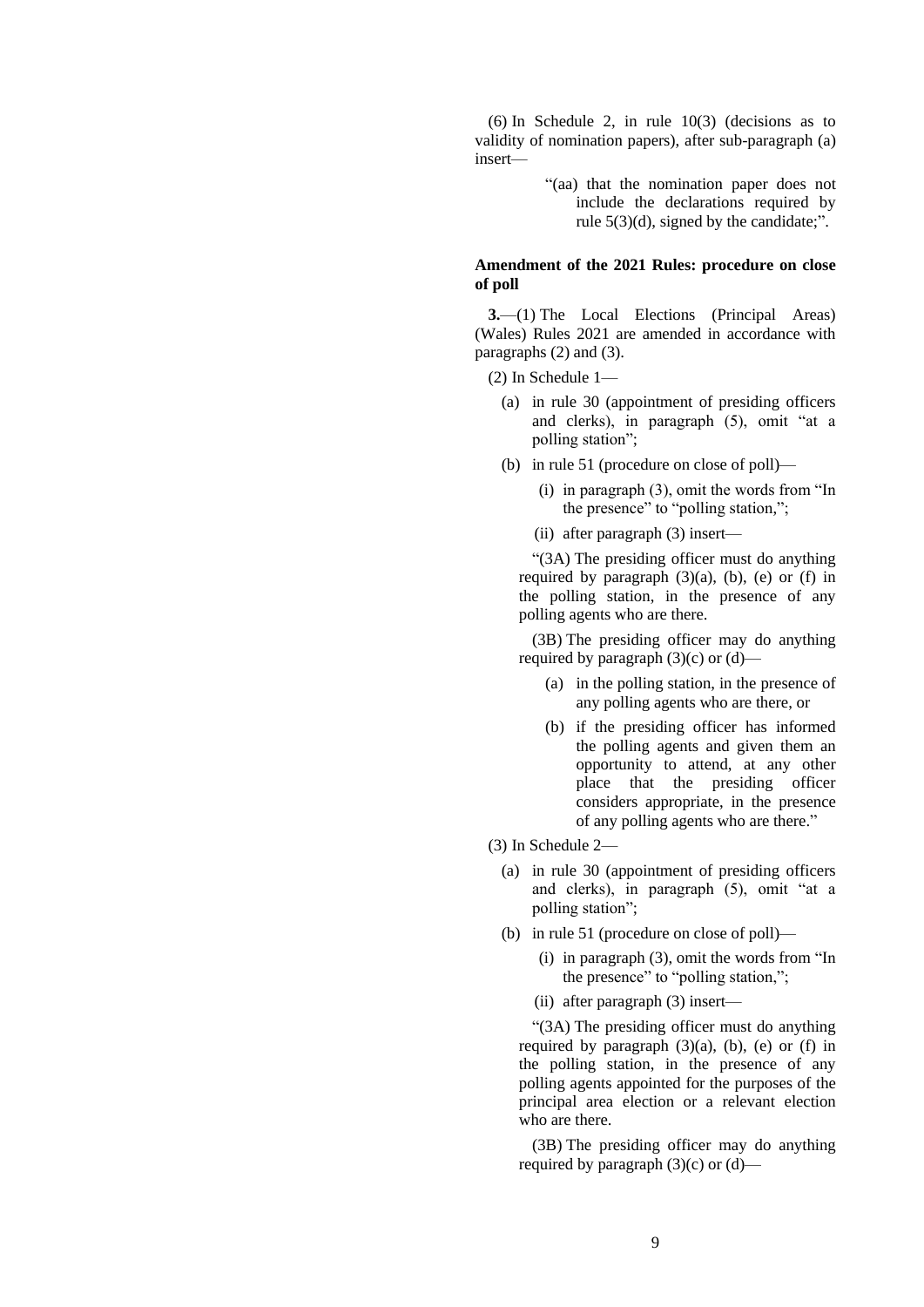(6) In Schedule 2, in rule 10(3) (decisions as to validity of nomination papers), after sub-paragraph (a) insert—

> "(aa) that the nomination paper does not include the declarations required by rule 5(3)(d), signed by the candidate;".

**Amendment of the 2021 Rules: procedure on close of poll**

**3.**—(1) The Local Elections (Principal Areas) (Wales) Rules 2021 are amended in accordance with paragraphs (2) and (3).

(2) In Schedule 1—

- (a) in rule 30 (appointment of presiding officers and clerks), in paragraph (5), omit "at a polling station";
- (b) in rule 51 (procedure on close of poll)—
  - (i) in paragraph (3), omit the words from "In the presence" to "polling station,";
  - (ii) after paragraph (3) insert—

> "(3A) The presiding officer must do anything required by paragraph (3)(a), (b), (e) or (f) in the polling station, in the presence of any polling agents who are there.
>
> (3B) The presiding officer may do anything required by paragraph (3)(c) or (d)—
>
> - (a) in the polling station, in the presence of any polling agents who are there, or
> - (b) if the presiding officer has informed the polling agents and given them an opportunity to attend, at any other place that the presiding officer considers appropriate, in the presence of any polling agents who are there."

(3) In Schedule 2—

- (a) in rule 30 (appointment of presiding officers and clerks), in paragraph (5), omit "at a polling station";
- (b) in rule 51 (procedure on close of poll)—
  - (i) in paragraph (3), omit the words from "In the presence" to "polling station,";
  - (ii) after paragraph (3) insert—

> "(3A) The presiding officer must do anything required by paragraph (3)(a), (b), (e) or (f) in the polling station, in the presence of any polling agents appointed for the purposes of the principal area election or a relevant election who are there.
>
> (3B) The presiding officer may do anything required by paragraph (3)(c) or (d)—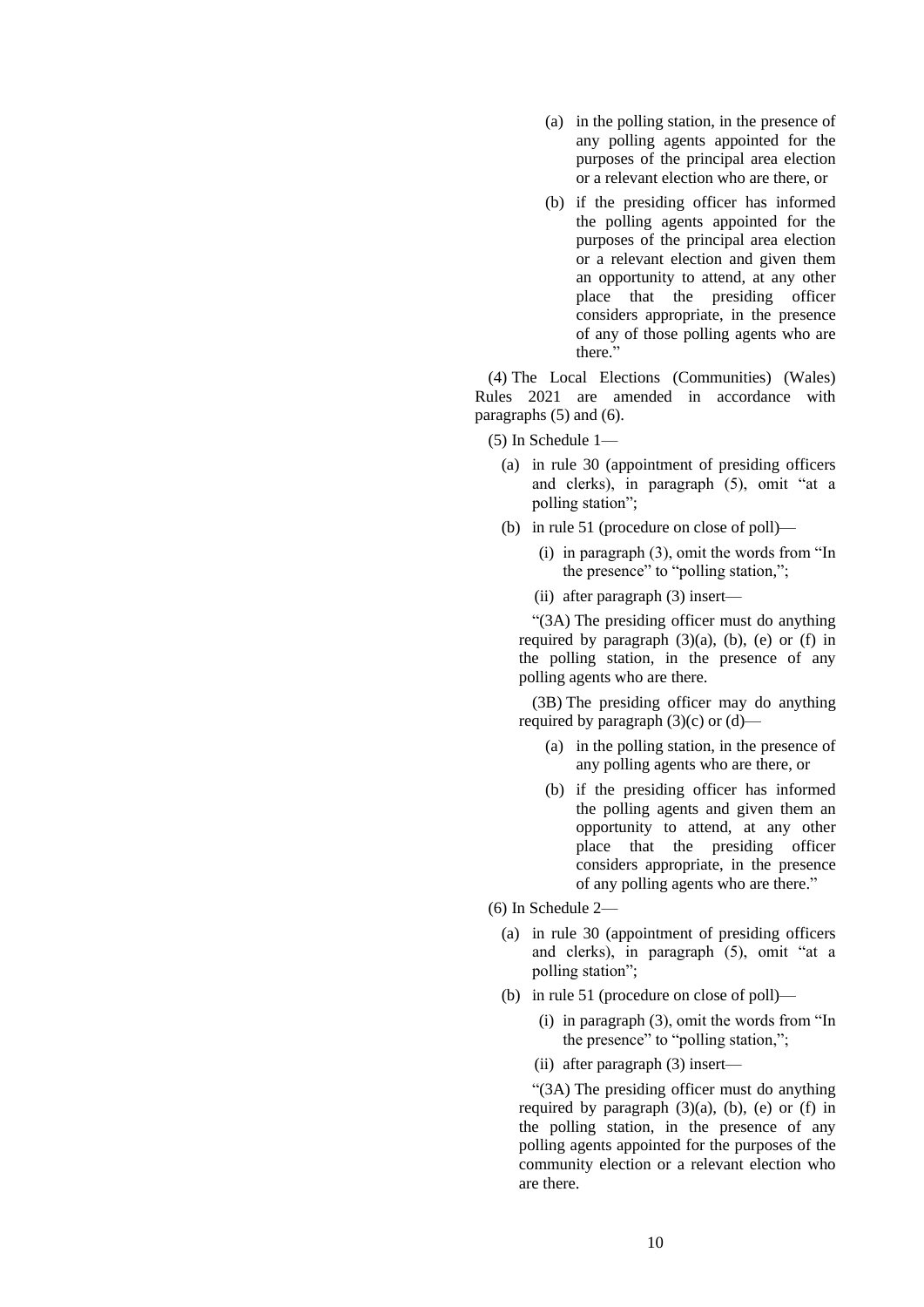(a) in the polling station, in the presence of any polling agents appointed for the purposes of the principal area election or a relevant election who are there, or

(b) if the presiding officer has informed the polling agents appointed for the purposes of the principal area election or a relevant election and given them an opportunity to attend, at any other place that the presiding officer considers appropriate, in the presence of any of those polling agents who are there."

(4) The Local Elections (Communities) (Wales) Rules 2021 are amended in accordance with paragraphs (5) and (6).

(5) In Schedule 1—

(a) in rule 30 (appointment of presiding officers and clerks), in paragraph (5), omit "at a polling station";

(b) in rule 51 (procedure on close of poll)—

(i) in paragraph (3), omit the words from "In the presence" to "polling station,";

(ii) after paragraph (3) insert—

"(3A) The presiding officer must do anything required by paragraph (3)(a), (b), (e) or (f) in the polling station, in the presence of any polling agents who are there.

(3B) The presiding officer may do anything required by paragraph (3)(c) or (d)—

(a) in the polling station, in the presence of any polling agents who are there, or

(b) if the presiding officer has informed the polling agents and given them an opportunity to attend, at any other place that the presiding officer considers appropriate, in the presence of any polling agents who are there."

(6) In Schedule 2—

(a) in rule 30 (appointment of presiding officers and clerks), in paragraph (5), omit "at a polling station";

(b) in rule 51 (procedure on close of poll)—

(i) in paragraph (3), omit the words from "In the presence" to "polling station,";

(ii) after paragraph (3) insert—

"(3A) The presiding officer must do anything required by paragraph (3)(a), (b), (e) or (f) in the polling station, in the presence of any polling agents appointed for the purposes of the community election or a relevant election who are there.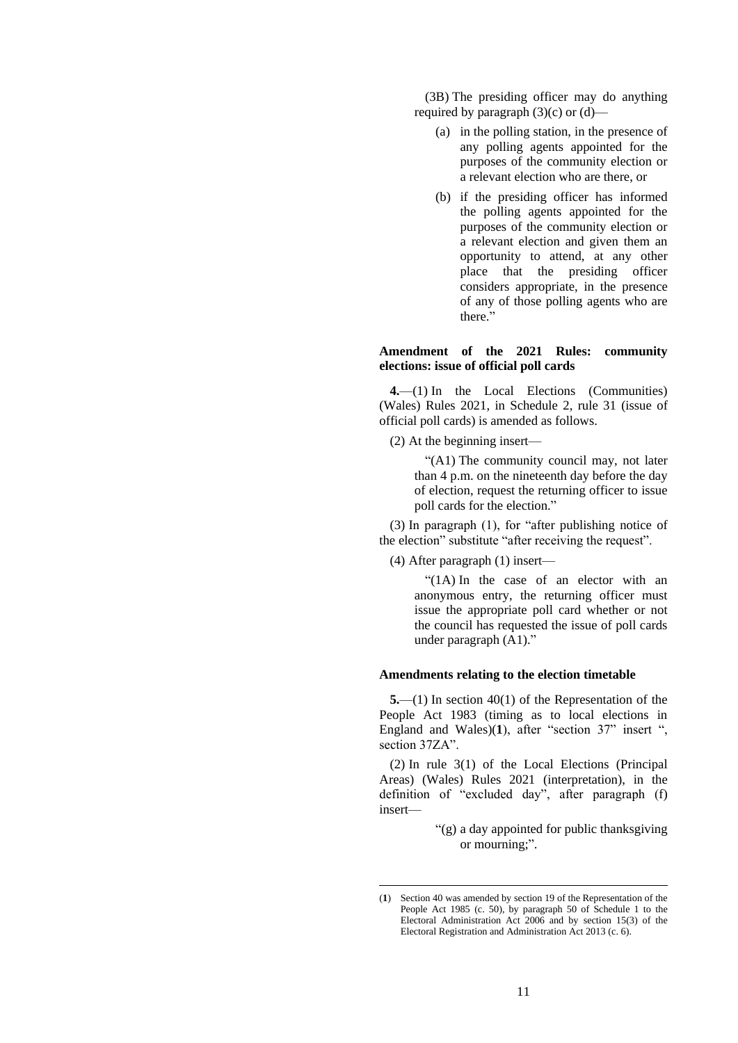(3B) The presiding officer may do anything required by paragraph (3)(c) or (d)—

(a) in the polling station, in the presence of any polling agents appointed for the purposes of the community election or a relevant election who are there, or

(b) if the presiding officer has informed the polling agents appointed for the purposes of the community election or a relevant election and given them an opportunity to attend, at any other place that the presiding officer considers appropriate, in the presence of any of those polling agents who are there."

**Amendment of the 2021 Rules: community elections: issue of official poll cards**

**4.**—(1) In the Local Elections (Communities) (Wales) Rules 2021, in Schedule 2, rule 31 (issue of official poll cards) is amended as follows.

(2) At the beginning insert—

"(A1) The community council may, not later than 4 p.m. on the nineteenth day before the day of election, request the returning officer to issue poll cards for the election."

(3) In paragraph (1), for "after publishing notice of the election" substitute "after receiving the request".

(4) After paragraph (1) insert—

"(1A) In the case of an elector with an anonymous entry, the returning officer must issue the appropriate poll card whether or not the council has requested the issue of poll cards under paragraph (A1)."

**Amendments relating to the election timetable**

**5.**—(1) In section 40(1) of the Representation of the People Act 1983 (timing as to local elections in England and Wales)(**1**), after "section 37" insert ", section 37ZA".

(2) In rule 3(1) of the Local Elections (Principal Areas) (Wales) Rules 2021 (interpretation), in the definition of "excluded day", after paragraph (f) insert—

"(g) a day appointed for public thanksgiving or mourning;".

(**1**) Section 40 was amended by section 19 of the Representation of the People Act 1985 (c. 50), by paragraph 50 of Schedule 1 to the Electoral Administration Act 2006 and by section 15(3) of the Electoral Registration and Administration Act 2013 (c. 6).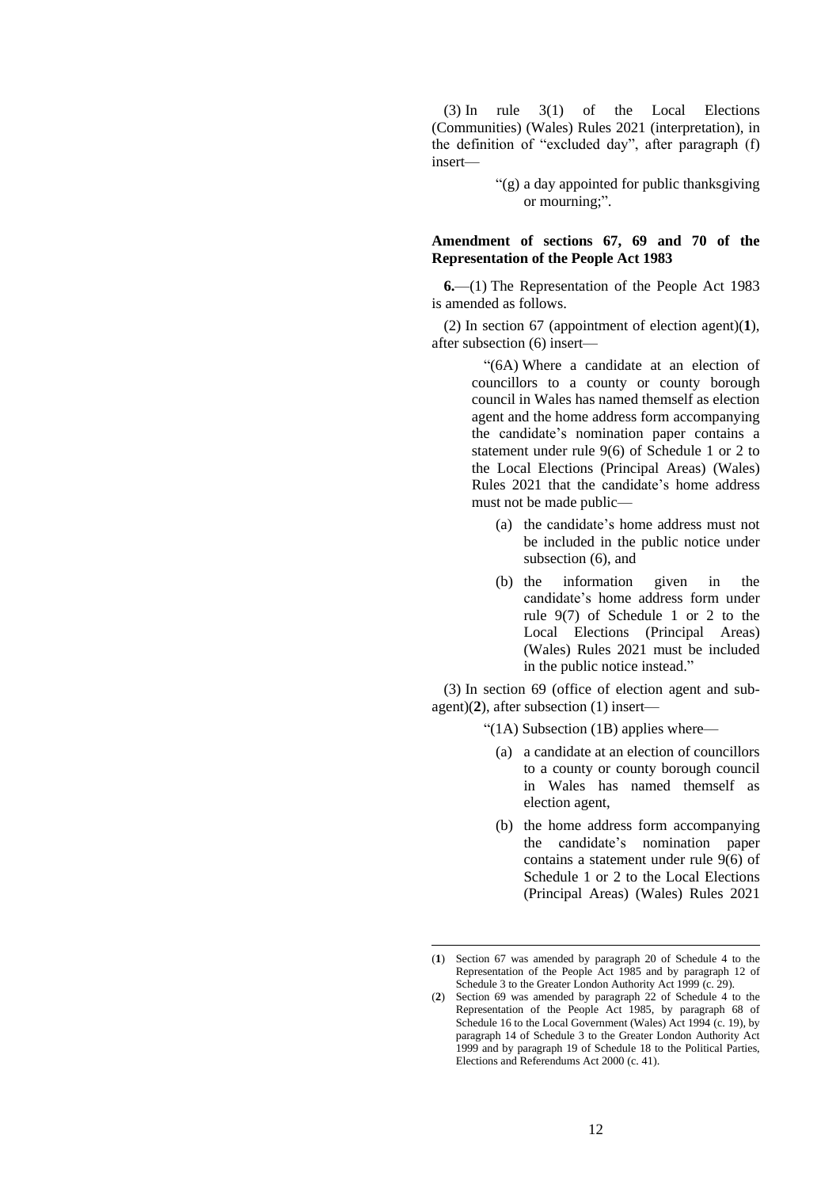(3) In rule 3(1) of the Local Elections (Communities) (Wales) Rules 2021 (interpretation), in the definition of "excluded day", after paragraph (f) insert—

> "(g) a day appointed for public thanksgiving or mourning;".

**Amendment of sections 67, 69 and 70 of the Representation of the People Act 1983**

**6.**—(1) The Representation of the People Act 1983 is amended as follows.

(2) In section 67 (appointment of election agent)(**1**), after subsection (6) insert—

> "(6A) Where a candidate at an election of councillors to a county or county borough council in Wales has named themself as election agent and the home address form accompanying the candidate's nomination paper contains a statement under rule 9(6) of Schedule 1 or 2 to the Local Elections (Principal Areas) (Wales) Rules 2021 that the candidate's home address must not be made public—
>
> (a) the candidate's home address must not be included in the public notice under subsection (6), and
>
> (b) the information given in the candidate's home address form under rule 9(7) of Schedule 1 or 2 to the Local Elections (Principal Areas) (Wales) Rules 2021 must be included in the public notice instead."

(3) In section 69 (office of election agent and sub-agent)(**2**), after subsection (1) insert—

> "(1A) Subsection (1B) applies where—
>
> (a) a candidate at an election of councillors to a county or county borough council in Wales has named themself as election agent,
>
> (b) the home address form accompanying the candidate's nomination paper contains a statement under rule 9(6) of Schedule 1 or 2 to the Local Elections (Principal Areas) (Wales) Rules 2021

---

(**1**) Section 67 was amended by paragraph 20 of Schedule 4 to the Representation of the People Act 1985 and by paragraph 12 of Schedule 3 to the Greater London Authority Act 1999 (c. 29).

(**2**) Section 69 was amended by paragraph 22 of Schedule 4 to the Representation of the People Act 1985, by paragraph 68 of Schedule 16 to the Local Government (Wales) Act 1994 (c. 19), by paragraph 14 of Schedule 3 to the Greater London Authority Act 1999 and by paragraph 19 of Schedule 18 to the Political Parties, Elections and Referendums Act 2000 (c. 41).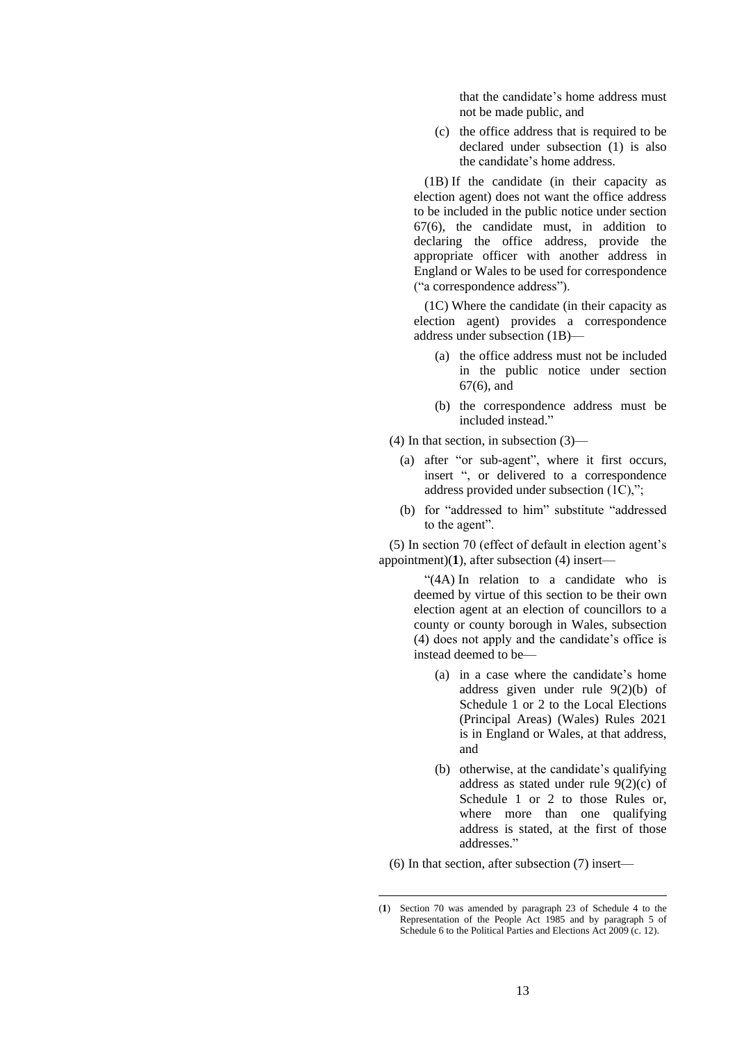that the candidate's home address must not be made public, and

(c) the office address that is required to be declared under subsection (1) is also the candidate's home address.

(1B) If the candidate (in their capacity as election agent) does not want the office address to be included in the public notice under section 67(6), the candidate must, in addition to declaring the office address, provide the appropriate officer with another address in England or Wales to be used for correspondence ("a correspondence address").

(1C) Where the candidate (in their capacity as election agent) provides a correspondence address under subsection (1B)—

(a) the office address must not be included in the public notice under section 67(6), and

(b) the correspondence address must be included instead."

(4) In that section, in subsection (3)—

(a) after "or sub-agent", where it first occurs, insert ", or delivered to a correspondence address provided under subsection (1C),";

(b) for "addressed to him" substitute "addressed to the agent".

(5) In section 70 (effect of default in election agent's appointment)(**1**), after subsection (4) insert—

"(4A) In relation to a candidate who is deemed by virtue of this section to be their own election agent at an election of councillors to a county or county borough in Wales, subsection (4) does not apply and the candidate's office is instead deemed to be—

(a) in a case where the candidate's home address given under rule 9(2)(b) of Schedule 1 or 2 to the Local Elections (Principal Areas) (Wales) Rules 2021 is in England or Wales, at that address, and

(b) otherwise, at the candidate's qualifying address as stated under rule 9(2)(c) of Schedule 1 or 2 to those Rules or, where more than one qualifying address is stated, at the first of those addresses."

(6) In that section, after subsection (7) insert—

---

(**1**) Section 70 was amended by paragraph 23 of Schedule 4 to the Representation of the People Act 1985 and by paragraph 5 of Schedule 6 to the Political Parties and Elections Act 2009 (c. 12).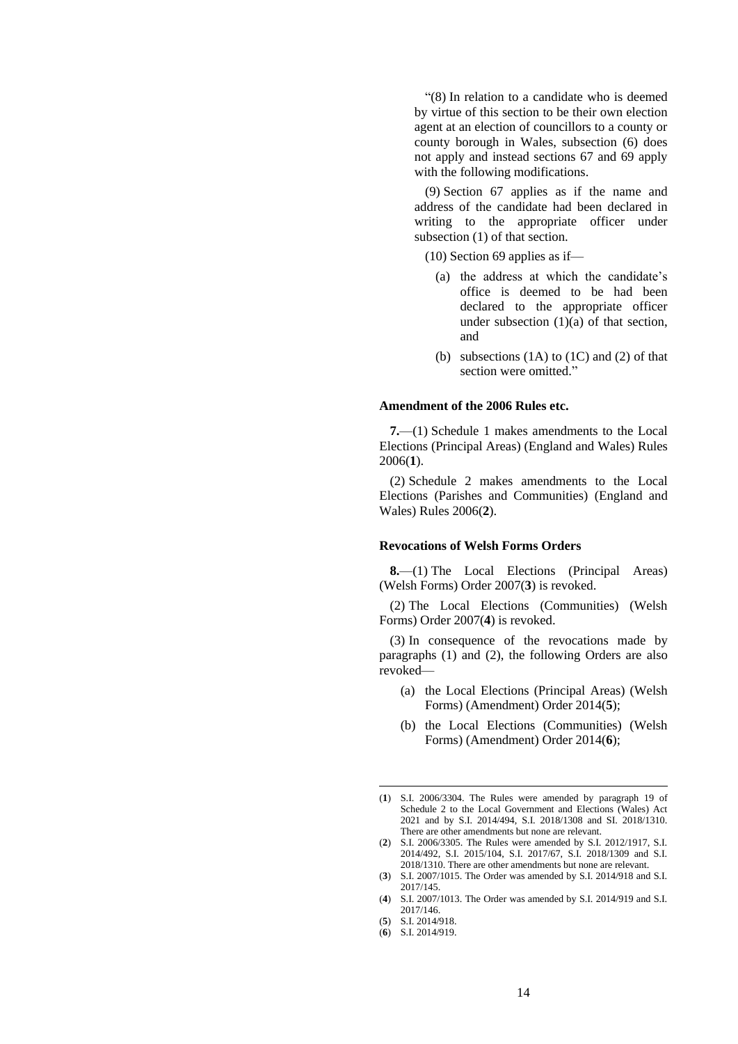"(8) In relation to a candidate who is deemed by virtue of this section to be their own election agent at an election of councillors to a county or county borough in Wales, subsection (6) does not apply and instead sections 67 and 69 apply with the following modifications.

(9) Section 67 applies as if the name and address of the candidate had been declared in writing to the appropriate officer under subsection (1) of that section.

(10) Section 69 applies as if—

(a) the address at which the candidate's office is deemed to be had been declared to the appropriate officer under subsection (1)(a) of that section, and

(b) subsections (1A) to (1C) and (2) of that section were omitted."

**Amendment of the 2006 Rules etc.**

**7.**—(1) Schedule 1 makes amendments to the Local Elections (Principal Areas) (England and Wales) Rules 2006(**1**).

(2) Schedule 2 makes amendments to the Local Elections (Parishes and Communities) (England and Wales) Rules 2006(**2**).

**Revocations of Welsh Forms Orders**

**8.**—(1) The Local Elections (Principal Areas) (Welsh Forms) Order 2007(**3**) is revoked.

(2) The Local Elections (Communities) (Welsh Forms) Order 2007(**4**) is revoked.

(3) In consequence of the revocations made by paragraphs (1) and (2), the following Orders are also revoked—

(a) the Local Elections (Principal Areas) (Welsh Forms) (Amendment) Order 2014(**5**);

(b) the Local Elections (Communities) (Welsh Forms) (Amendment) Order 2014(**6**);

---

(**1**) S.I. 2006/3304. The Rules were amended by paragraph 19 of Schedule 2 to the Local Government and Elections (Wales) Act 2021 and by S.I. 2014/494, S.I. 2018/1308 and SI. 2018/1310. There are other amendments but none are relevant.

(**2**) S.I. 2006/3305. The Rules were amended by S.I. 2012/1917, S.I. 2014/492, S.I. 2015/104, S.I. 2017/67, S.I. 2018/1309 and S.I. 2018/1310. There are other amendments but none are relevant.

(**3**) S.I. 2007/1015. The Order was amended by S.I. 2014/918 and S.I. 2017/145.

(**4**) S.I. 2007/1013. The Order was amended by S.I. 2014/919 and S.I. 2017/146.

(**5**) S.I. 2014/918.

(**6**) S.I. 2014/919.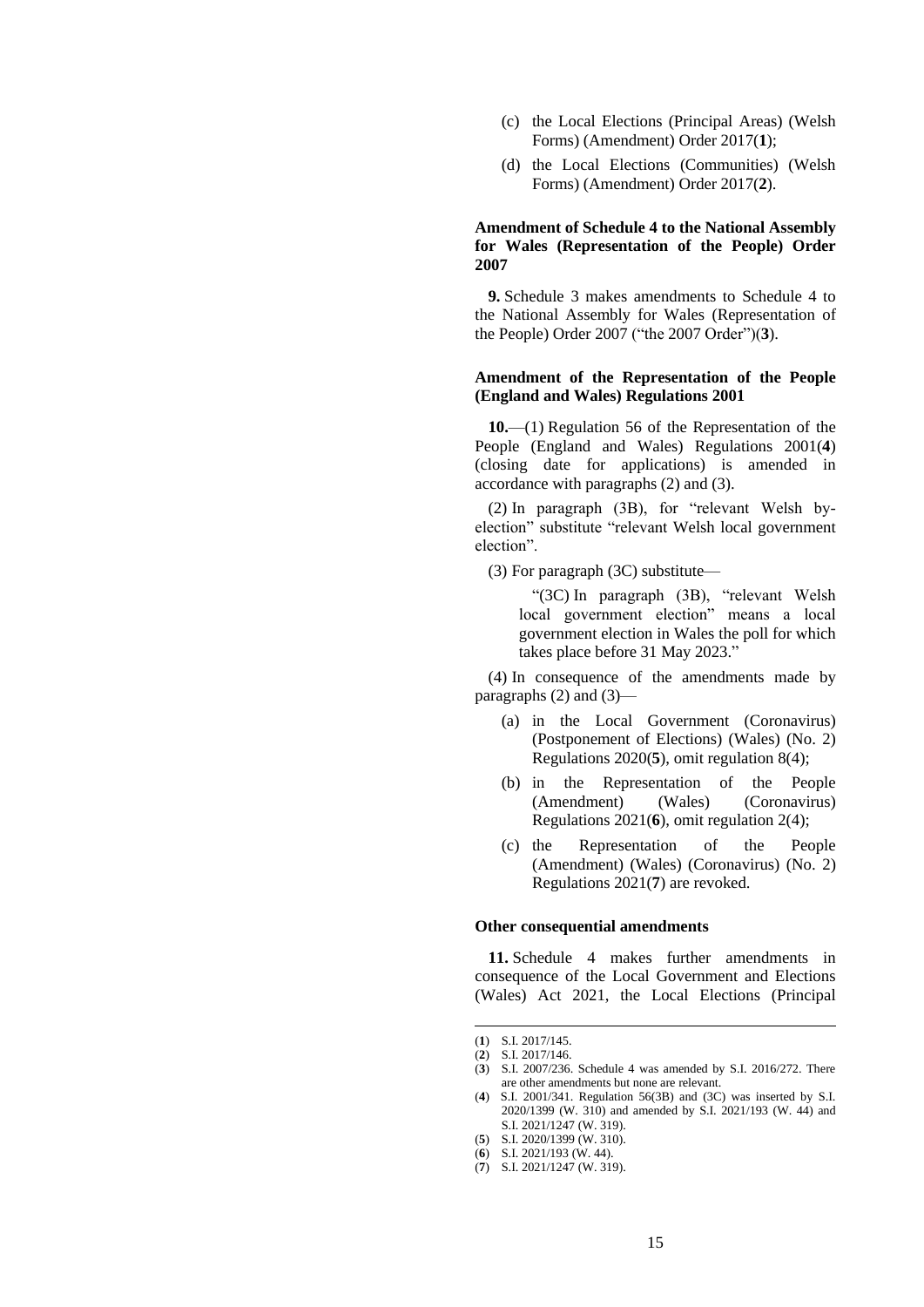(c) the Local Elections (Principal Areas) (Welsh Forms) (Amendment) Order 2017(**1**);

(d) the Local Elections (Communities) (Welsh Forms) (Amendment) Order 2017(**2**).

**Amendment of Schedule 4 to the National Assembly for Wales (Representation of the People) Order 2007**

**9.** Schedule 3 makes amendments to Schedule 4 to the National Assembly for Wales (Representation of the People) Order 2007 ("the 2007 Order")(**3**).

**Amendment of the Representation of the People (England and Wales) Regulations 2001**

**10.**—(1) Regulation 56 of the Representation of the People (England and Wales) Regulations 2001(**4**) (closing date for applications) is amended in accordance with paragraphs (2) and (3).

(2) In paragraph (3B), for "relevant Welsh by-election" substitute "relevant Welsh local government election".

(3) For paragraph (3C) substitute—

> "(3C) In paragraph (3B), "relevant Welsh local government election" means a local government election in Wales the poll for which takes place before 31 May 2023."

(4) In consequence of the amendments made by paragraphs (2) and (3)—

(a) in the Local Government (Coronavirus) (Postponement of Elections) (Wales) (No. 2) Regulations 2020(**5**), omit regulation 8(4);

(b) in the Representation of the People (Amendment) (Wales) (Coronavirus) Regulations 2021(**6**), omit regulation 2(4);

(c) the Representation of the People (Amendment) (Wales) (Coronavirus) (No. 2) Regulations 2021(**7**) are revoked.

**Other consequential amendments**

**11.** Schedule 4 makes further amendments in consequence of the Local Government and Elections (Wales) Act 2021, the Local Elections (Principal

---

(**1**) S.I. 2017/145.

(**2**) S.I. 2017/146.

(**3**) S.I. 2007/236. Schedule 4 was amended by S.I. 2016/272. There are other amendments but none are relevant.

(**4**) S.I. 2001/341. Regulation 56(3B) and (3C) was inserted by S.I. 2020/1399 (W. 310) and amended by S.I. 2021/193 (W. 44) and S.I. 2021/1247 (W. 319).

(**5**) S.I. 2020/1399 (W. 310).

(**6**) S.I. 2021/193 (W. 44).

(**7**) S.I. 2021/1247 (W. 319).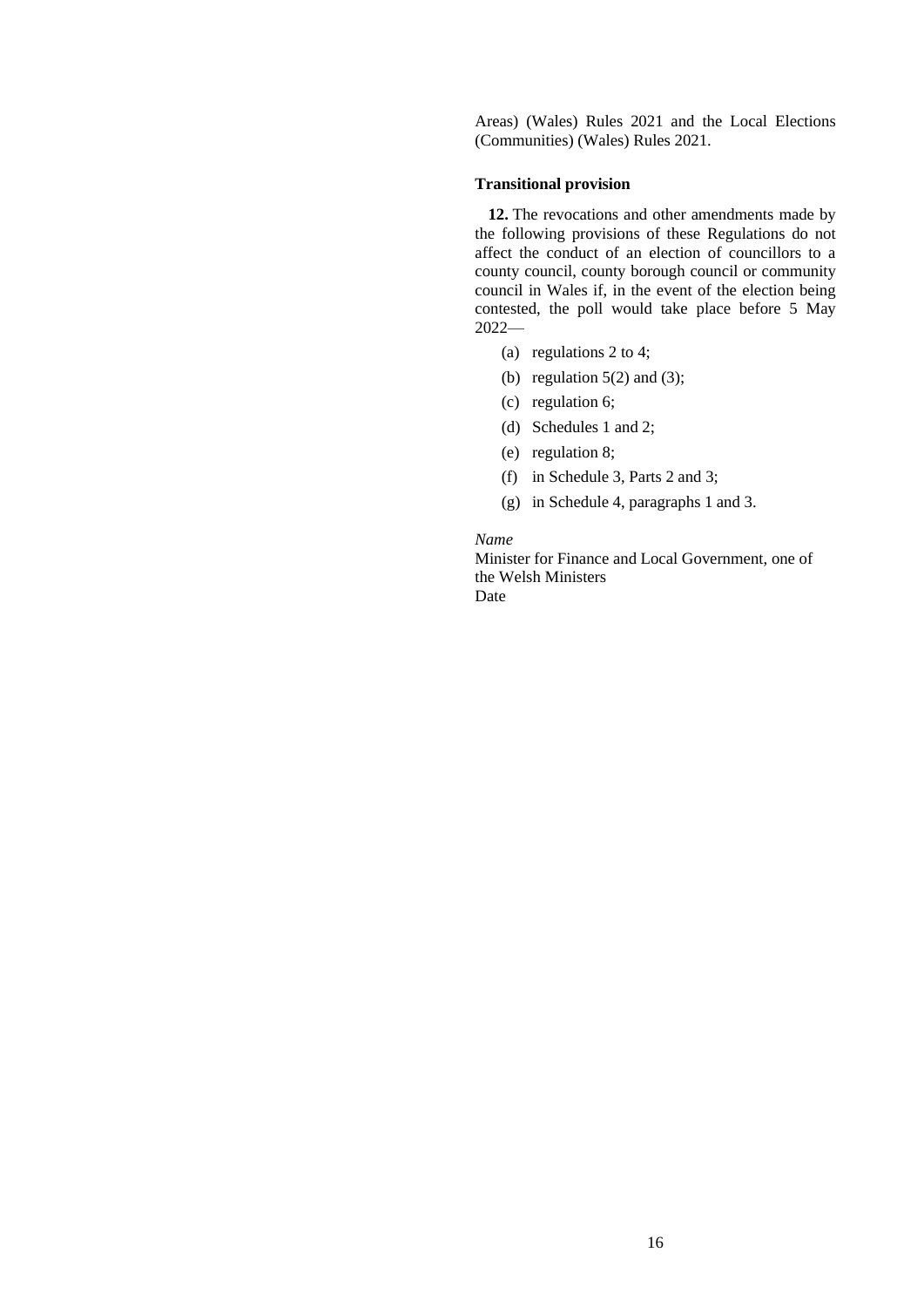Areas) (Wales) Rules 2021 and the Local Elections (Communities) (Wales) Rules 2021.

**Transitional provision**

**12.** The revocations and other amendments made by the following provisions of these Regulations do not affect the conduct of an election of councillors to a county council, county borough council or community council in Wales if, in the event of the election being contested, the poll would take place before 5 May 2022—

(a) regulations 2 to 4;

(b) regulation 5(2) and (3);

(c) regulation 6;

(d) Schedules 1 and 2;

(e) regulation 8;

(f) in Schedule 3, Parts 2 and 3;

(g) in Schedule 4, paragraphs 1 and 3.

*Name*
Minister for Finance and Local Government, one of the Welsh Ministers
Date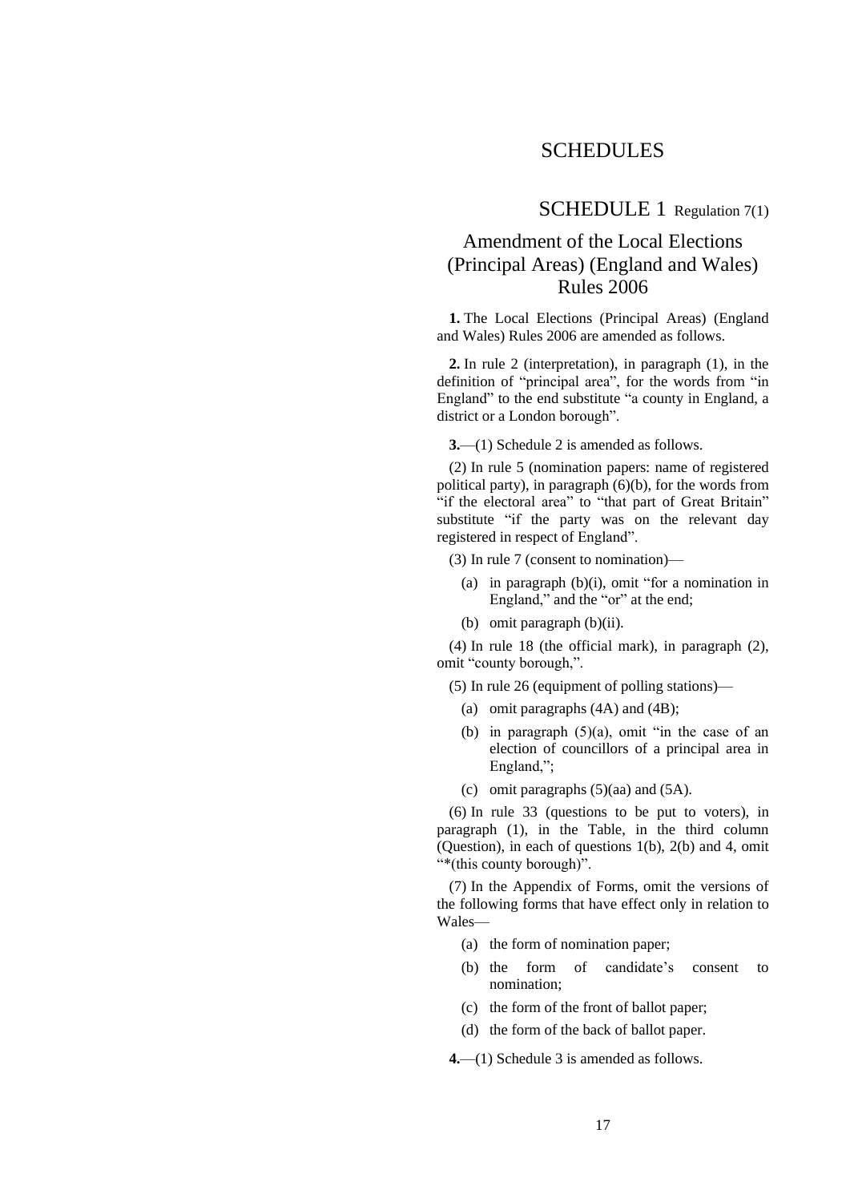# SCHEDULES

## SCHEDULE 1 Regulation 7(1)

## Amendment of the Local Elections (Principal Areas) (England and Wales) Rules 2006

**1.** The Local Elections (Principal Areas) (England and Wales) Rules 2006 are amended as follows.

**2.** In rule 2 (interpretation), in paragraph (1), in the definition of "principal area", for the words from "in England" to the end substitute "a county in England, a district or a London borough".

**3.**—(1) Schedule 2 is amended as follows.

(2) In rule 5 (nomination papers: name of registered political party), in paragraph (6)(b), for the words from "if the electoral area" to "that part of Great Britain" substitute "if the party was on the relevant day registered in respect of England".

(3) In rule 7 (consent to nomination)—

- (a) in paragraph (b)(i), omit "for a nomination in England," and the "or" at the end;
- (b) omit paragraph (b)(ii).

(4) In rule 18 (the official mark), in paragraph (2), omit "county borough,".

(5) In rule 26 (equipment of polling stations)—

- (a) omit paragraphs (4A) and (4B);
- (b) in paragraph (5)(a), omit "in the case of an election of councillors of a principal area in England,";
- (c) omit paragraphs (5)(aa) and (5A).

(6) In rule 33 (questions to be put to voters), in paragraph (1), in the Table, in the third column (Question), in each of questions 1(b), 2(b) and 4, omit "*(this county borough)".

(7) In the Appendix of Forms, omit the versions of the following forms that have effect only in relation to Wales—

- (a) the form of nomination paper;
- (b) the form of candidate's consent to nomination;
- (c) the form of the front of ballot paper;
- (d) the form of the back of ballot paper.

**4.**—(1) Schedule 3 is amended as follows.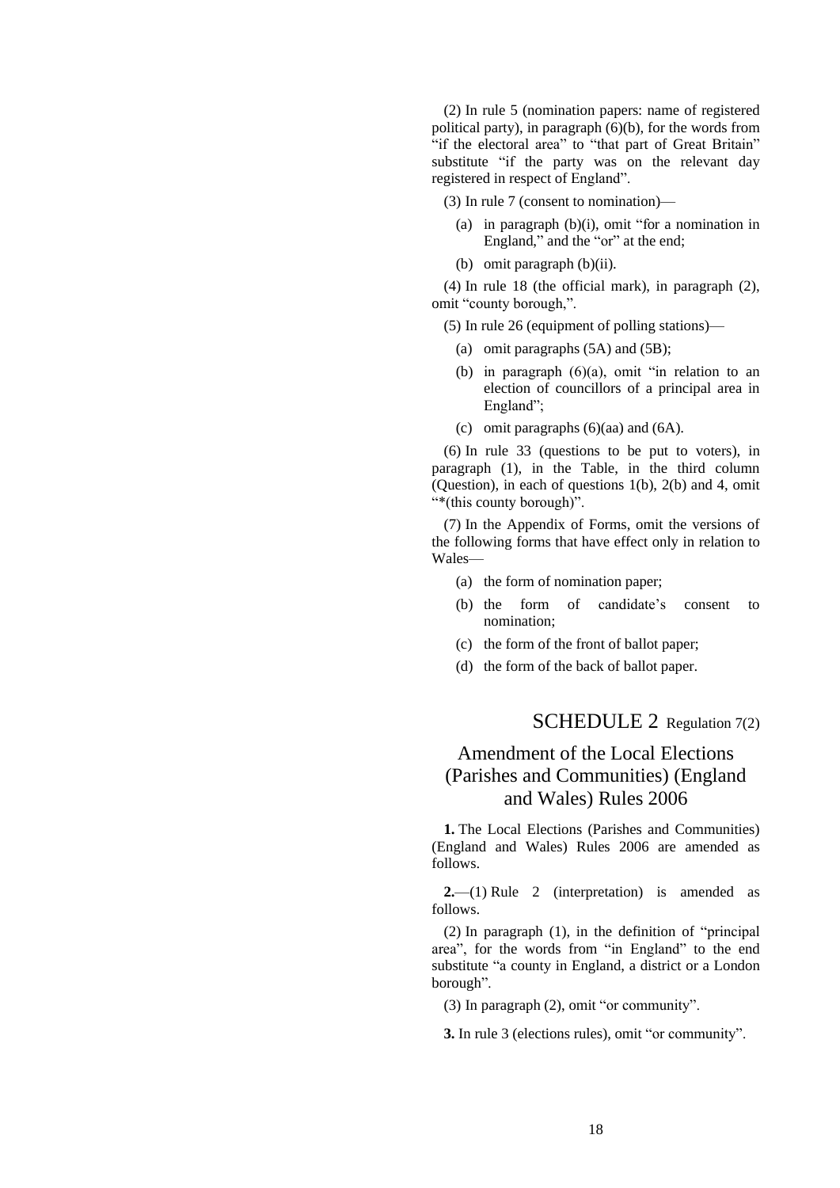(2) In rule 5 (nomination papers: name of registered political party), in paragraph (6)(b), for the words from "if the electoral area" to "that part of Great Britain" substitute "if the party was on the relevant day registered in respect of England".

(3) In rule 7 (consent to nomination)—

(a) in paragraph (b)(i), omit "for a nomination in England," and the "or" at the end;

(b) omit paragraph (b)(ii).

(4) In rule 18 (the official mark), in paragraph (2), omit "county borough,".

(5) In rule 26 (equipment of polling stations)—

(a) omit paragraphs (5A) and (5B);

(b) in paragraph (6)(a), omit "in relation to an election of councillors of a principal area in England";

(c) omit paragraphs (6)(aa) and (6A).

(6) In rule 33 (questions to be put to voters), in paragraph (1), in the Table, in the third column (Question), in each of questions 1(b), 2(b) and 4, omit "*(this county borough)".

(7) In the Appendix of Forms, omit the versions of the following forms that have effect only in relation to Wales—

(a) the form of nomination paper;

(b) the form of candidate's consent to nomination;

(c) the form of the front of ballot paper;

(d) the form of the back of ballot paper.

## SCHEDULE 2 Regulation 7(2)

## Amendment of the Local Elections (Parishes and Communities) (England and Wales) Rules 2006

**1.** The Local Elections (Parishes and Communities) (England and Wales) Rules 2006 are amended as follows.

**2.**—(1) Rule 2 (interpretation) is amended as follows.

(2) In paragraph (1), in the definition of "principal area", for the words from "in England" to the end substitute "a county in England, a district or a London borough".

(3) In paragraph (2), omit "or community".

**3.** In rule 3 (elections rules), omit "or community".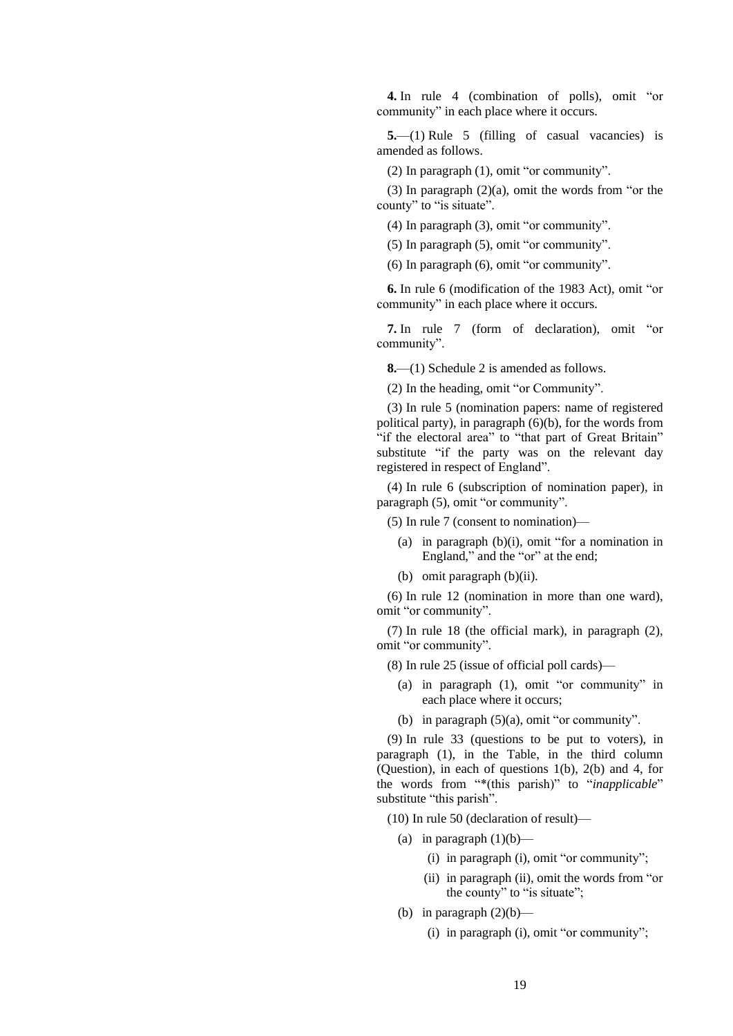**4.** In rule 4 (combination of polls), omit "or community" in each place where it occurs.

**5.**—(1) Rule 5 (filling of casual vacancies) is amended as follows.

(2) In paragraph (1), omit "or community".

(3) In paragraph (2)(a), omit the words from "or the county" to "is situate".

(4) In paragraph (3), omit "or community".

(5) In paragraph (5), omit "or community".

(6) In paragraph (6), omit "or community".

**6.** In rule 6 (modification of the 1983 Act), omit "or community" in each place where it occurs.

**7.** In rule 7 (form of declaration), omit "or community".

**8.**—(1) Schedule 2 is amended as follows.

(2) In the heading, omit "or Community".

(3) In rule 5 (nomination papers: name of registered political party), in paragraph (6)(b), for the words from "if the electoral area" to "that part of Great Britain" substitute "if the party was on the relevant day registered in respect of England".

(4) In rule 6 (subscription of nomination paper), in paragraph (5), omit "or community".

(5) In rule 7 (consent to nomination)—

(a) in paragraph (b)(i), omit "for a nomination in England," and the "or" at the end;

(b) omit paragraph (b)(ii).

(6) In rule 12 (nomination in more than one ward), omit "or community".

(7) In rule 18 (the official mark), in paragraph (2), omit "or community".

(8) In rule 25 (issue of official poll cards)—

(a) in paragraph (1), omit "or community" in each place where it occurs;

(b) in paragraph (5)(a), omit "or community".

(9) In rule 33 (questions to be put to voters), in paragraph (1), in the Table, in the third column (Question), in each of questions 1(b), 2(b) and 4, for the words from "*(this parish)" to "*inapplicable*" substitute "this parish".

(10) In rule 50 (declaration of result)—

(a) in paragraph (1)(b)—

(i) in paragraph (i), omit "or community";

(ii) in paragraph (ii), omit the words from "or the county" to "is situate";

(b) in paragraph (2)(b)—

(i) in paragraph (i), omit "or community";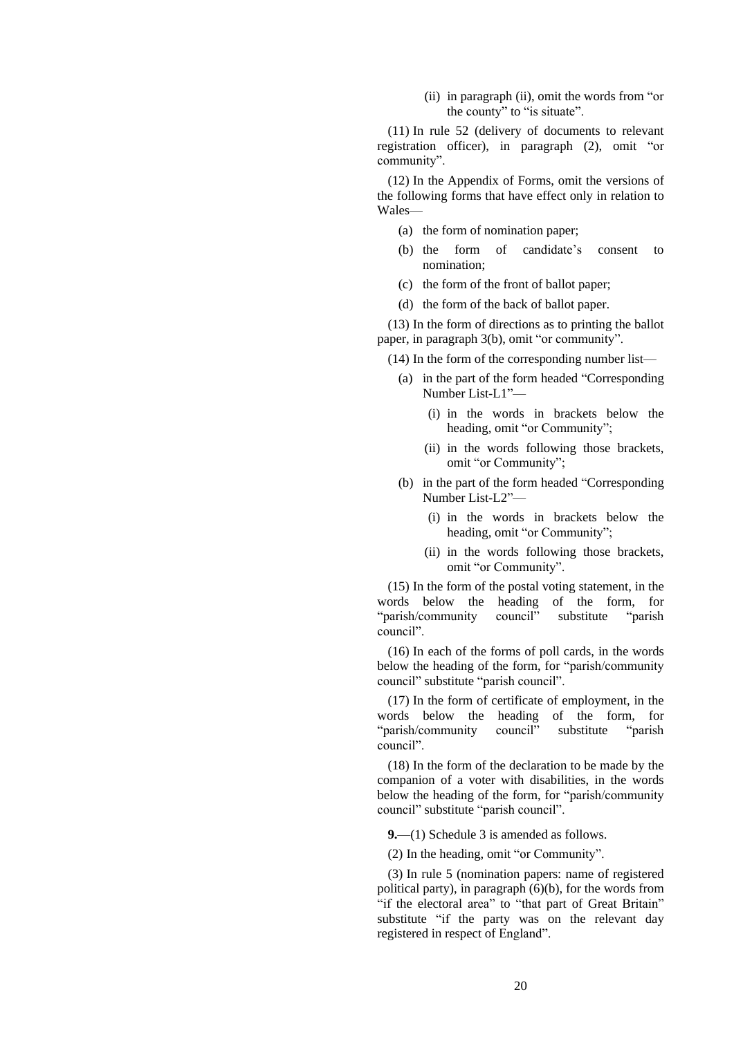(ii) in paragraph (ii), omit the words from "or the county" to "is situate".

(11) In rule 52 (delivery of documents to relevant registration officer), in paragraph (2), omit "or community".

(12) In the Appendix of Forms, omit the versions of the following forms that have effect only in relation to Wales—

(a) the form of nomination paper;

(b) the form of candidate's consent to nomination;

(c) the form of the front of ballot paper;

(d) the form of the back of ballot paper.

(13) In the form of directions as to printing the ballot paper, in paragraph 3(b), omit "or community".

(14) In the form of the corresponding number list—

(a) in the part of the form headed "Corresponding Number List-L1"—

(i) in the words in brackets below the heading, omit "or Community";

(ii) in the words following those brackets, omit "or Community";

(b) in the part of the form headed "Corresponding Number List-L2"—

(i) in the words in brackets below the heading, omit "or Community";

(ii) in the words following those brackets, omit "or Community".

(15) In the form of the postal voting statement, in the words below the heading of the form, for "parish/community council" substitute "parish council".

(16) In each of the forms of poll cards, in the words below the heading of the form, for "parish/community council" substitute "parish council".

(17) In the form of certificate of employment, in the words below the heading of the form, for "parish/community council" substitute "parish council".

(18) In the form of the declaration to be made by the companion of a voter with disabilities, in the words below the heading of the form, for "parish/community council" substitute "parish council".

**9.**—(1) Schedule 3 is amended as follows.

(2) In the heading, omit "or Community".

(3) In rule 5 (nomination papers: name of registered political party), in paragraph (6)(b), for the words from "if the electoral area" to "that part of Great Britain" substitute "if the party was on the relevant day registered in respect of England".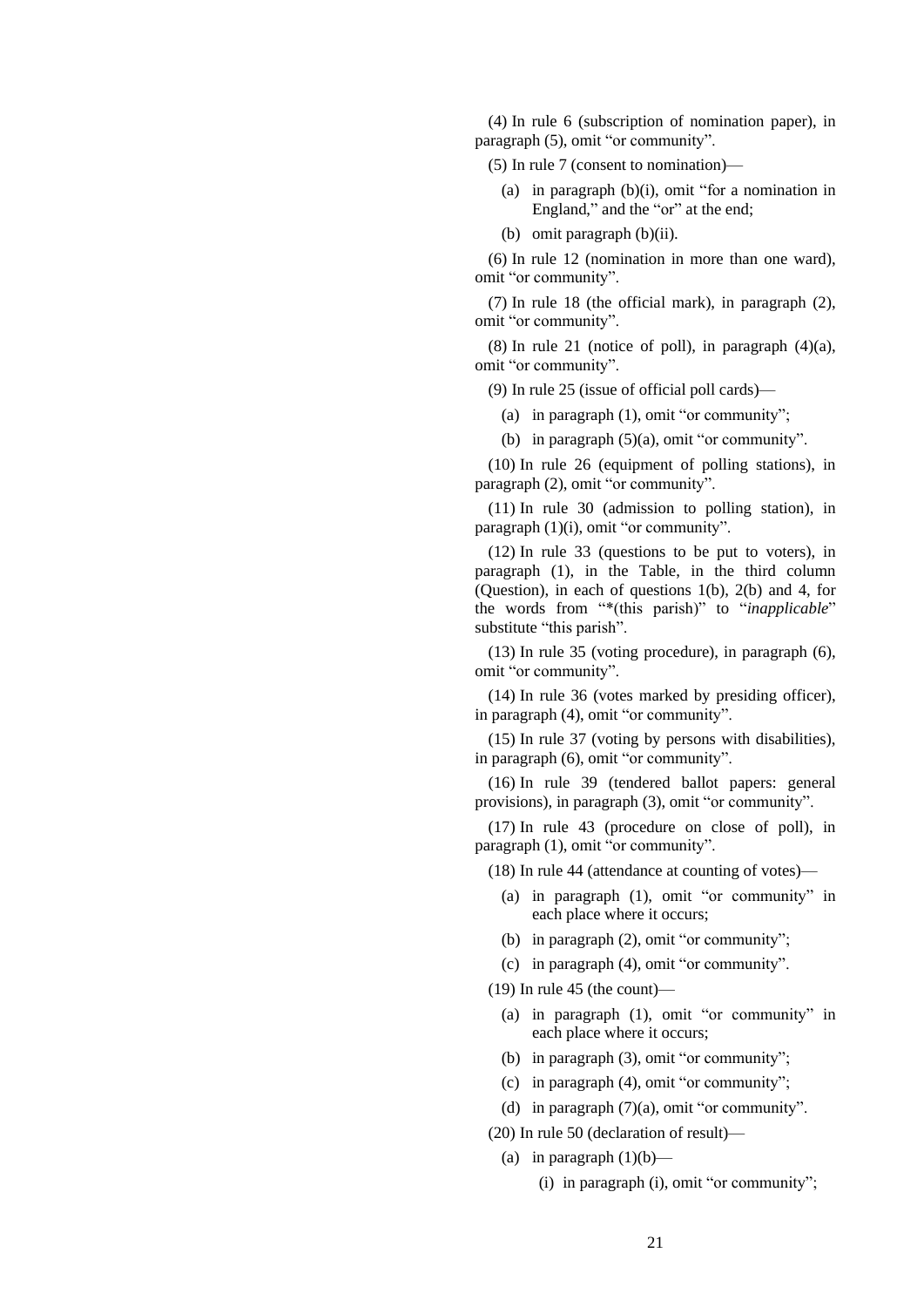(4) In rule 6 (subscription of nomination paper), in paragraph (5), omit "or community".

(5) In rule 7 (consent to nomination)—

(a) in paragraph (b)(i), omit "for a nomination in England," and the "or" at the end;

(b) omit paragraph (b)(ii).

(6) In rule 12 (nomination in more than one ward), omit "or community".

(7) In rule 18 (the official mark), in paragraph (2), omit "or community".

(8) In rule 21 (notice of poll), in paragraph (4)(a), omit "or community".

(9) In rule 25 (issue of official poll cards)—

(a) in paragraph (1), omit "or community";

(b) in paragraph (5)(a), omit "or community".

(10) In rule 26 (equipment of polling stations), in paragraph (2), omit "or community".

(11) In rule 30 (admission to polling station), in paragraph (1)(i), omit "or community".

(12) In rule 33 (questions to be put to voters), in paragraph (1), in the Table, in the third column (Question), in each of questions 1(b), 2(b) and 4, for the words from "*(this parish)" to "*inapplicable*" substitute "this parish".

(13) In rule 35 (voting procedure), in paragraph (6), omit "or community".

(14) In rule 36 (votes marked by presiding officer), in paragraph (4), omit "or community".

(15) In rule 37 (voting by persons with disabilities), in paragraph (6), omit "or community".

(16) In rule 39 (tendered ballot papers: general provisions), in paragraph (3), omit "or community".

(17) In rule 43 (procedure on close of poll), in paragraph (1), omit "or community".

(18) In rule 44 (attendance at counting of votes)—

(a) in paragraph (1), omit "or community" in each place where it occurs;

(b) in paragraph (2), omit "or community";

(c) in paragraph (4), omit "or community".

(19) In rule 45 (the count)—

(a) in paragraph (1), omit "or community" in each place where it occurs;

(b) in paragraph (3), omit "or community";

(c) in paragraph (4), omit "or community";

(d) in paragraph (7)(a), omit "or community".

(20) In rule 50 (declaration of result)—

(a) in paragraph (1)(b)—

(i) in paragraph (i), omit "or community";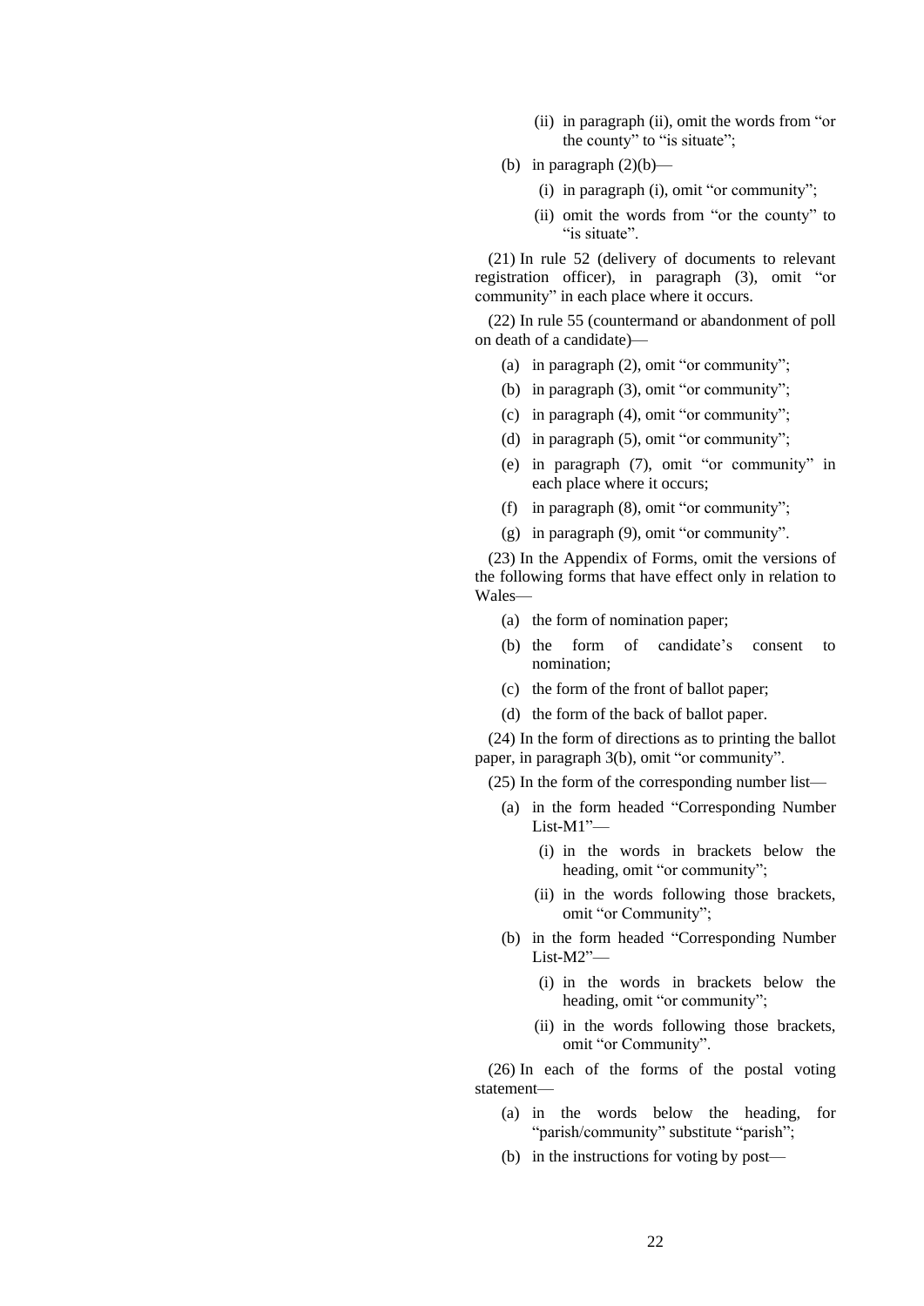(ii) in paragraph (ii), omit the words from "or the county" to "is situate";

(b) in paragraph (2)(b)—

(i) in paragraph (i), omit "or community";

(ii) omit the words from "or the county" to "is situate".

(21) In rule 52 (delivery of documents to relevant registration officer), in paragraph (3), omit "or community" in each place where it occurs.

(22) In rule 55 (countermand or abandonment of poll on death of a candidate)—

(a) in paragraph (2), omit "or community";

(b) in paragraph (3), omit "or community";

(c) in paragraph (4), omit "or community";

(d) in paragraph (5), omit "or community";

(e) in paragraph (7), omit "or community" in each place where it occurs;

(f) in paragraph (8), omit "or community";

(g) in paragraph (9), omit "or community".

(23) In the Appendix of Forms, omit the versions of the following forms that have effect only in relation to Wales—

(a) the form of nomination paper;

(b) the form of candidate's consent to nomination;

(c) the form of the front of ballot paper;

(d) the form of the back of ballot paper.

(24) In the form of directions as to printing the ballot paper, in paragraph 3(b), omit "or community".

(25) In the form of the corresponding number list—

(a) in the form headed "Corresponding Number List-M1"—

(i) in the words in brackets below the heading, omit "or community";

(ii) in the words following those brackets, omit "or Community";

(b) in the form headed "Corresponding Number List-M2"—

(i) in the words in brackets below the heading, omit "or community";

(ii) in the words following those brackets, omit "or Community".

(26) In each of the forms of the postal voting statement—

(a) in the words below the heading, for "parish/community" substitute "parish";

(b) in the instructions for voting by post—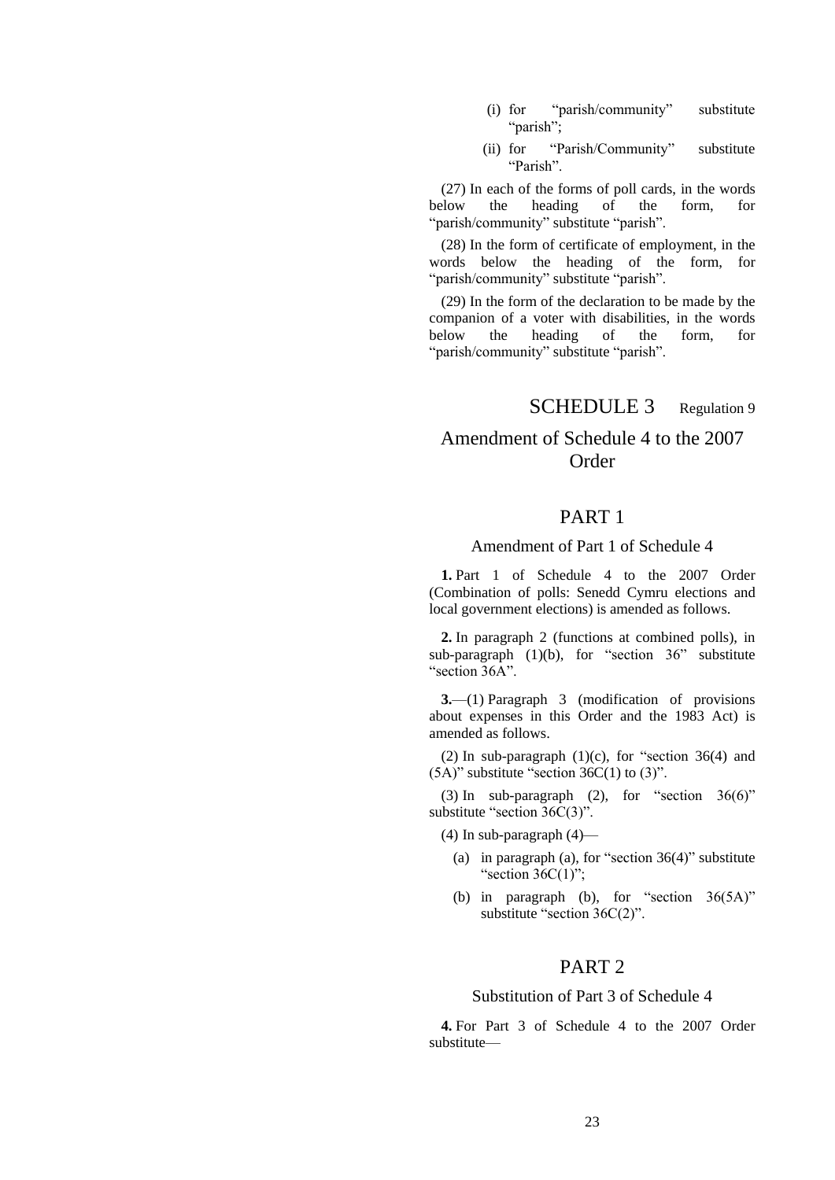(i) for "parish/community" substitute "parish";

(ii) for "Parish/Community" substitute "Parish".

(27) In each of the forms of poll cards, in the words below the heading of the form, for "parish/community" substitute "parish".

(28) In the form of certificate of employment, in the words below the heading of the form, for "parish/community" substitute "parish".

(29) In the form of the declaration to be made by the companion of a voter with disabilities, in the words below the heading of the form, for "parish/community" substitute "parish".

# SCHEDULE 3 — Regulation 9

## Amendment of Schedule 4 to the 2007 Order

### PART 1

#### Amendment of Part 1 of Schedule 4

**1.** Part 1 of Schedule 4 to the 2007 Order (Combination of polls: Senedd Cymru elections and local government elections) is amended as follows.

**2.** In paragraph 2 (functions at combined polls), in sub-paragraph (1)(b), for "section 36" substitute "section 36A".

**3.**—(1) Paragraph 3 (modification of provisions about expenses in this Order and the 1983 Act) is amended as follows.

(2) In sub-paragraph (1)(c), for "section 36(4) and (5A)" substitute "section 36C(1) to (3)".

(3) In sub-paragraph (2), for "section 36(6)" substitute "section 36C(3)".

(4) In sub-paragraph (4)—

(a) in paragraph (a), for "section 36(4)" substitute "section 36C(1)";

(b) in paragraph (b), for "section 36(5A)" substitute "section 36C(2)".

### PART 2

#### Substitution of Part 3 of Schedule 4

**4.** For Part 3 of Schedule 4 to the 2007 Order substitute—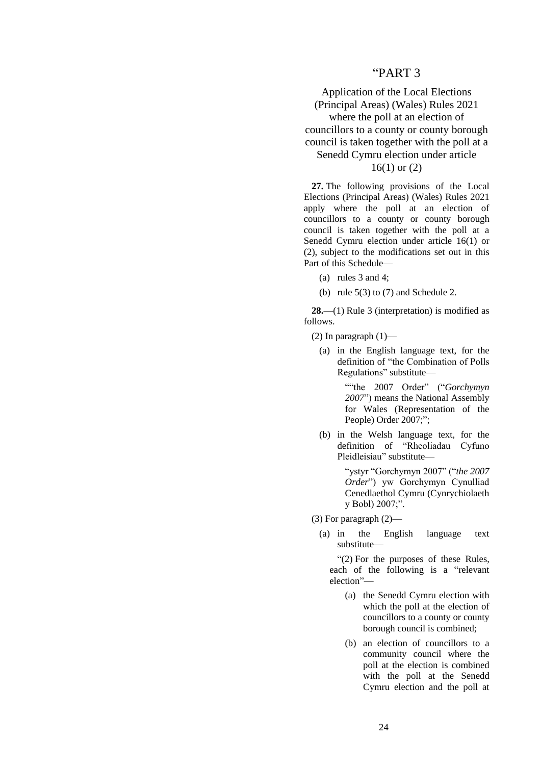## "PART 3

### Application of the Local Elections (Principal Areas) (Wales) Rules 2021 where the poll at an election of councillors to a county or county borough council is taken together with the poll at a Senedd Cymru election under article 16(1) or (2)

**27.** The following provisions of the Local Elections (Principal Areas) (Wales) Rules 2021 apply where the poll at an election of councillors to a county or county borough council is taken together with the poll at a Senedd Cymru election under article 16(1) or (2), subject to the modifications set out in this Part of this Schedule—

(a) rules 3 and 4;

(b) rule 5(3) to (7) and Schedule 2.

**28.**—(1) Rule 3 (interpretation) is modified as follows.

(2) In paragraph (1)—

(a) in the English language text, for the definition of "the Combination of Polls Regulations" substitute—

""the 2007 Order" ("*Gorchymyn 2007*") means the National Assembly for Wales (Representation of the People) Order 2007;";

(b) in the Welsh language text, for the definition of "Rheoliadau Cyfuno Pleidleisiau" substitute—

"ystyr "Gorchymyn 2007" ("*the 2007 Order*") yw Gorchymyn Cynulliad Cenedlaethol Cymru (Cynrychiolaeth y Bobl) 2007;".

(3) For paragraph (2)—

(a) in the English language text substitute—

"(2) For the purposes of these Rules, each of the following is a "relevant election"—

(a) the Senedd Cymru election with which the poll at the election of councillors to a county or county borough council is combined;

(b) an election of councillors to a community council where the poll at the election is combined with the poll at the Senedd Cymru election and the poll at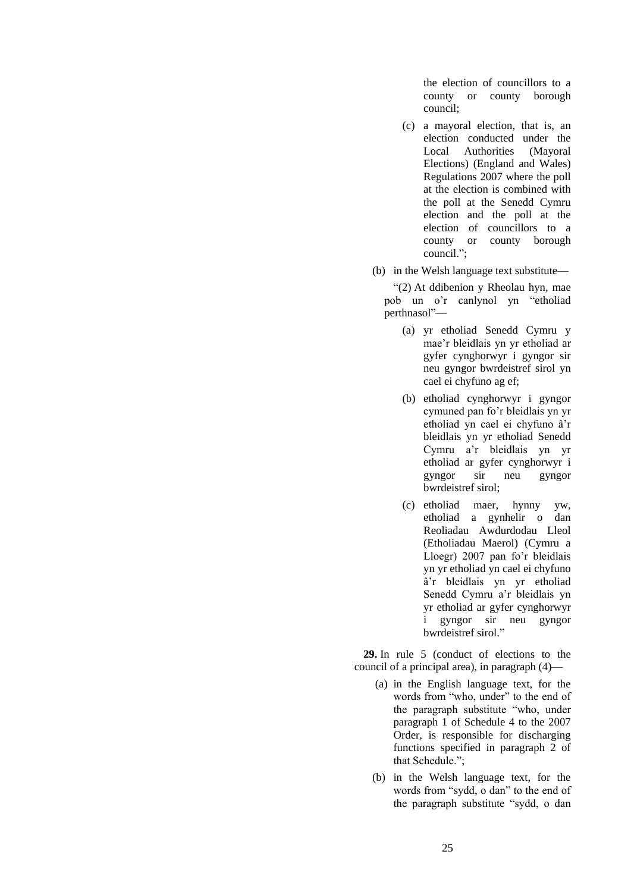the election of councillors to a county or county borough council;

(c) a mayoral election, that is, an election conducted under the Local Authorities (Mayoral Elections) (England and Wales) Regulations 2007 where the poll at the election is combined with the poll at the Senedd Cymru election and the poll at the election of councillors to a county or county borough council.”;

(b) in the Welsh language text substitute—

“(2) At ddibenion y Rheolau hyn, mae pob un o’r canlynol yn “etholiad perthnasol”—

(a) yr etholiad Senedd Cymru y mae’r bleidlais yn yr etholiad ar gyfer cynghorwyr i gyngor sir neu gyngor bwrdeistref sirol yn cael ei chyfuno ag ef;

(b) etholiad cynghorwyr i gyngor cymuned pan fo’r bleidlais yn yr etholiad yn cael ei chyfuno â’r bleidlais yn yr etholiad Senedd Cymru a’r bleidlais yn yr etholiad ar gyfer cynghorwyr i gyngor sir neu gyngor bwrdeistref sirol;

(c) etholiad maer, hynny yw, etholiad a gynhelir o dan Reoliadau Awdurdodau Lleol (Etholiadau Maerol) (Cymru a Lloegr) 2007 pan fo’r bleidlais yn yr etholiad yn cael ei chyfuno â’r bleidlais yn yr etholiad Senedd Cymru a’r bleidlais yn yr etholiad ar gyfer cynghorwyr i gyngor sir neu gyngor bwrdeistref sirol.”

**29.** In rule 5 (conduct of elections to the council of a principal area), in paragraph (4)—

(a) in the English language text, for the words from “who, under” to the end of the paragraph substitute “who, under paragraph 1 of Schedule 4 to the 2007 Order, is responsible for discharging functions specified in paragraph 2 of that Schedule.”;

(b) in the Welsh language text, for the words from “sydd, o dan” to the end of the paragraph substitute “sydd, o dan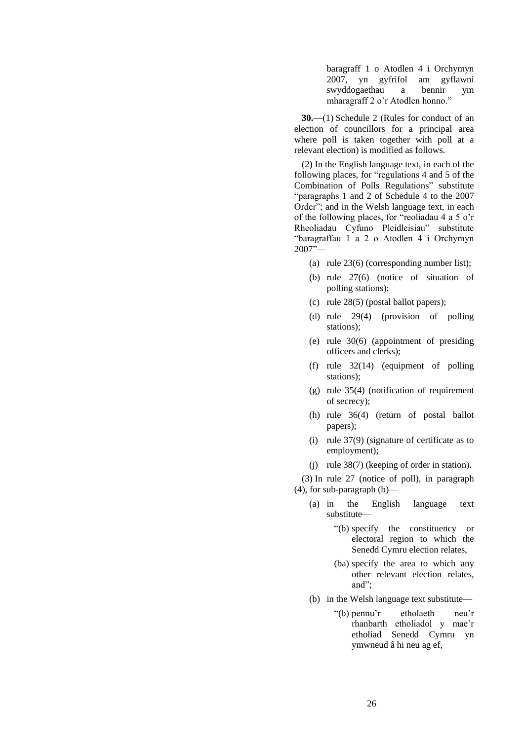baragraff 1 o Atodlen 4 i Orchymyn 2007, yn gyfrifol am gyflawni swyddogaethau a bennir ym mharagraff 2 o'r Atodlen honno."

**30.**—(1) Schedule 2 (Rules for conduct of an election of councillors for a principal area where poll is taken together with poll at a relevant election) is modified as follows.

(2) In the English language text, in each of the following places, for "regulations 4 and 5 of the Combination of Polls Regulations" substitute "paragraphs 1 and 2 of Schedule 4 to the 2007 Order"; and in the Welsh language text, in each of the following places, for "reoliadau 4 a 5 o'r Rheoliadau Cyfuno Pleidleisiau" substitute "baragraffau 1 a 2 o Atodlen 4 i Orchymyn 2007"—

(a) rule 23(6) (corresponding number list);

(b) rule 27(6) (notice of situation of polling stations);

(c) rule 28(5) (postal ballot papers);

(d) rule 29(4) (provision of polling stations);

(e) rule 30(6) (appointment of presiding officers and clerks);

(f) rule 32(14) (equipment of polling stations);

(g) rule 35(4) (notification of requirement of secrecy);

(h) rule 36(4) (return of postal ballot papers);

(i) rule 37(9) (signature of certificate as to employment);

(j) rule 38(7) (keeping of order in station).

(3) In rule 27 (notice of poll), in paragraph (4), for sub-paragraph (b)—

(a) in the English language text substitute—

"(b) specify the constituency or electoral region to which the Senedd Cymru election relates,

(ba) specify the area to which any other relevant election relates, and";

(b) in the Welsh language text substitute—

"(b) pennu'r etholaeth neu'r rhanbarth etholiadol y mae'r etholiad Senedd Cymru yn ymwneud â hi neu ag ef,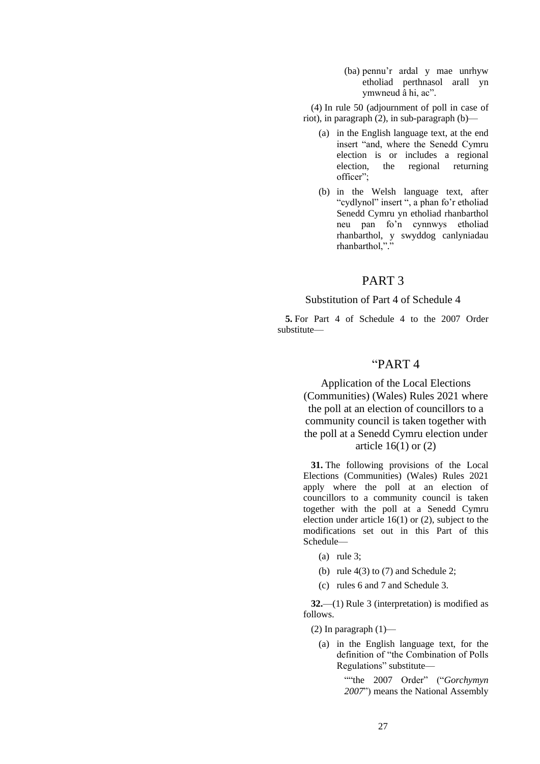(ba) pennu'r ardal y mae unrhyw etholiad perthnasol arall yn ymwneud â hi, ac".

(4) In rule 50 (adjournment of poll in case of riot), in paragraph (2), in sub-paragraph (b)—

(a) in the English language text, at the end insert "and, where the Senedd Cymru election is or includes a regional election, the regional returning officer";

(b) in the Welsh language text, after "cydlynol" insert ", a phan fo'r etholiad Senedd Cymru yn etholiad rhanbarthol neu pan fo'n cynnwys etholiad rhanbarthol, y swyddog canlyniadau rhanbarthol,"."

## PART 3

### Substitution of Part 4 of Schedule 4

**5.** For Part 4 of Schedule 4 to the 2007 Order substitute—

## "PART 4

### Application of the Local Elections (Communities) (Wales) Rules 2021 where the poll at an election of councillors to a community council is taken together with the poll at a Senedd Cymru election under article 16(1) or (2)

**31.** The following provisions of the Local Elections (Communities) (Wales) Rules 2021 apply where the poll at an election of councillors to a community council is taken together with the poll at a Senedd Cymru election under article 16(1) or (2), subject to the modifications set out in this Part of this Schedule—

(a) rule 3;

(b) rule 4(3) to (7) and Schedule 2;

(c) rules 6 and 7 and Schedule 3.

**32.**—(1) Rule 3 (interpretation) is modified as follows.

(2) In paragraph (1)—

(a) in the English language text, for the definition of "the Combination of Polls Regulations" substitute—

""the 2007 Order" ("*Gorchymyn 2007*") means the National Assembly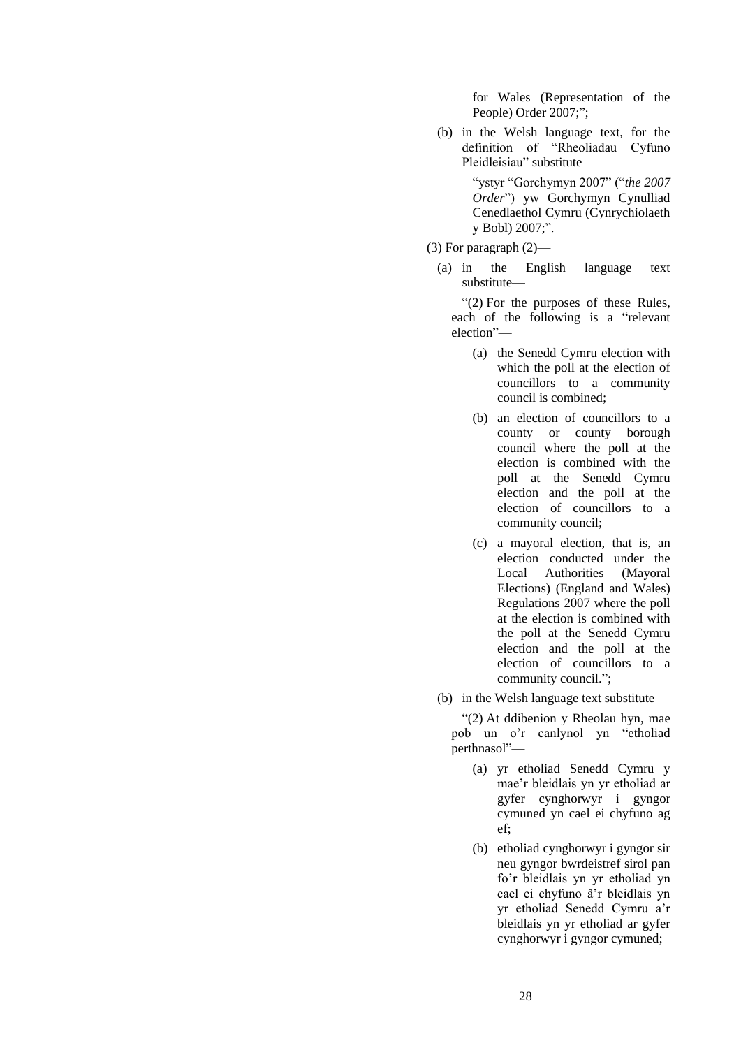for Wales (Representation of the People) Order 2007;";

(b) in the Welsh language text, for the definition of "Rheoliadau Cyfuno Pleidleisiau" substitute—

"ystyr "Gorchymyn 2007" ("*the 2007 Order*") yw Gorchymyn Cynulliad Cenedlaethol Cymru (Cynrychiolaeth y Bobl) 2007;".

(3) For paragraph (2)—

(a) in the English language text substitute—

"(2) For the purposes of these Rules, each of the following is a "relevant election"—

(a) the Senedd Cymru election with which the poll at the election of councillors to a community council is combined;

(b) an election of councillors to a county or county borough council where the poll at the election is combined with the poll at the Senedd Cymru election and the poll at the election of councillors to a community council;

(c) a mayoral election, that is, an election conducted under the Local Authorities (Mayoral Elections) (England and Wales) Regulations 2007 where the poll at the election is combined with the poll at the Senedd Cymru election and the poll at the election of councillors to a community council.";

(b) in the Welsh language text substitute—

"(2) At ddibenion y Rheolau hyn, mae pob un o'r canlynol yn "etholiad perthnasol"—

(a) yr etholiad Senedd Cymru y mae'r bleidlais yn yr etholiad ar gyfer cynghorwyr i gyngor cymuned yn cael ei chyfuno ag ef;

(b) etholiad cynghorwyr i gyngor sir neu gyngor bwrdeistref sirol pan fo'r bleidlais yn yr etholiad yn cael ei chyfuno â'r bleidlais yn yr etholiad Senedd Cymru a'r bleidlais yn yr etholiad ar gyfer cynghorwyr i gyngor cymuned;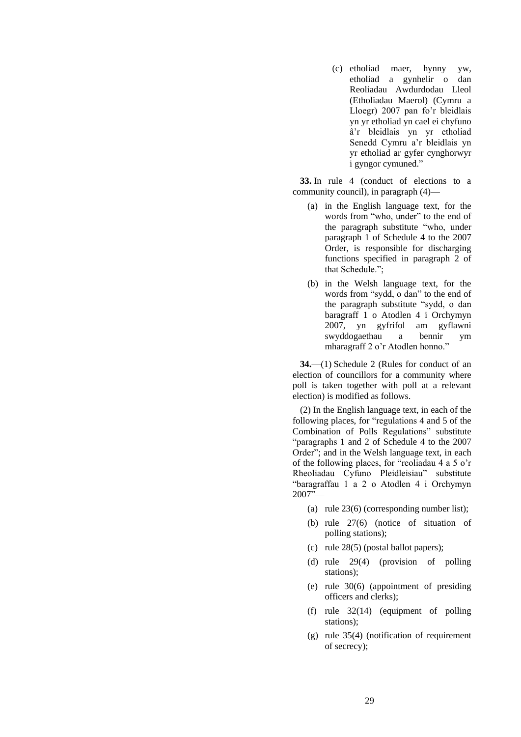(c) etholiad maer, hynny yw, etholiad a gynhelir o dan Reoliadau Awdurdodau Lleol (Etholiadau Maerol) (Cymru a Lloegr) 2007 pan fo'r bleidlais yn yr etholiad yn cael ei chyfuno â'r bleidlais yn yr etholiad Senedd Cymru a'r bleidlais yn yr etholiad ar gyfer cynghorwyr i gyngor cymuned."

**33.** In rule 4 (conduct of elections to a community council), in paragraph (4)—

(a) in the English language text, for the words from "who, under" to the end of the paragraph substitute "who, under paragraph 1 of Schedule 4 to the 2007 Order, is responsible for discharging functions specified in paragraph 2 of that Schedule.";

(b) in the Welsh language text, for the words from "sydd, o dan" to the end of the paragraph substitute "sydd, o dan baragraff 1 o Atodlen 4 i Orchymyn 2007, yn gyfrifol am gyflawni swyddogaethau a bennir ym mharagraff 2 o'r Atodlen honno."

**34.**—(1) Schedule 2 (Rules for conduct of an election of councillors for a community where poll is taken together with poll at a relevant election) is modified as follows.

(2) In the English language text, in each of the following places, for "regulations 4 and 5 of the Combination of Polls Regulations" substitute "paragraphs 1 and 2 of Schedule 4 to the 2007 Order"; and in the Welsh language text, in each of the following places, for "reoliadau 4 a 5 o'r Rheoliadau Cyfuno Pleidleisiau" substitute "baragraffau 1 a 2 o Atodlen 4 i Orchymyn 2007"—

(a) rule 23(6) (corresponding number list);

(b) rule 27(6) (notice of situation of polling stations);

(c) rule 28(5) (postal ballot papers);

(d) rule 29(4) (provision of polling stations);

(e) rule 30(6) (appointment of presiding officers and clerks);

(f) rule 32(14) (equipment of polling stations);

(g) rule 35(4) (notification of requirement of secrecy);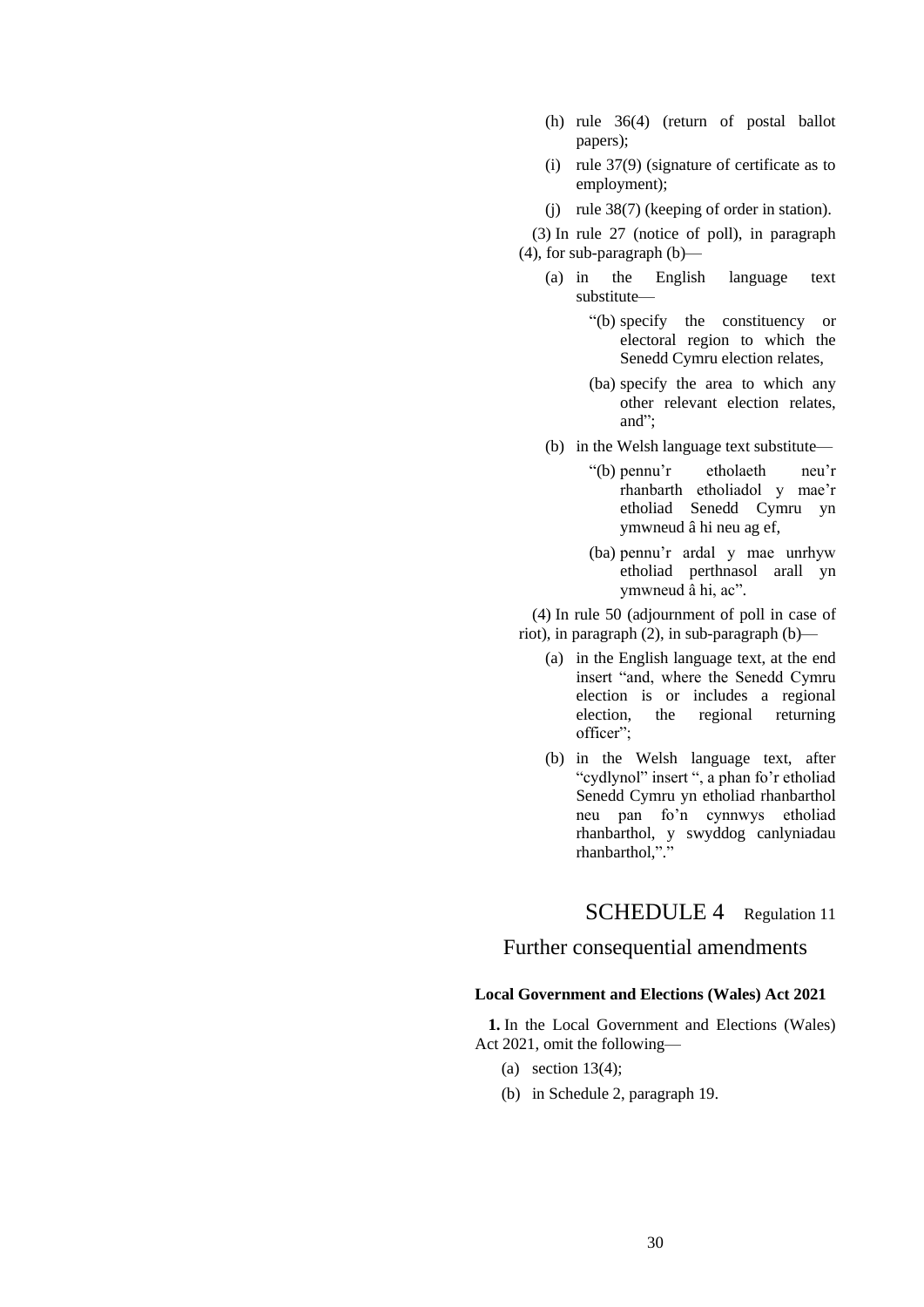(h) rule 36(4) (return of postal ballot papers);

(i) rule 37(9) (signature of certificate as to employment);

(j) rule 38(7) (keeping of order in station).

(3) In rule 27 (notice of poll), in paragraph (4), for sub-paragraph (b)—

(a) in the English language text substitute—

"(b) specify the constituency or electoral region to which the Senedd Cymru election relates,

(ba) specify the area to which any other relevant election relates, and";

(b) in the Welsh language text substitute—

"(b) pennu'r etholaeth neu'r rhanbarth etholiadol y mae'r etholiad Senedd Cymru yn ymwneud â hi neu ag ef,

(ba) pennu'r ardal y mae unrhyw etholiad perthnasol arall yn ymwneud â hi, ac".

(4) In rule 50 (adjournment of poll in case of riot), in paragraph (2), in sub-paragraph (b)—

(a) in the English language text, at the end insert "and, where the Senedd Cymru election is or includes a regional election, the regional returning officer";

(b) in the Welsh language text, after "cydlynol" insert ", a phan fo'r etholiad Senedd Cymru yn etholiad rhanbarthol neu pan fo'n cynnwys etholiad rhanbarthol, y swyddog canlyniadau rhanbarthol,"."

## SCHEDULE 4 Regulation 11

## Further consequential amendments

**Local Government and Elections (Wales) Act 2021**

**1.** In the Local Government and Elections (Wales) Act 2021, omit the following—

(a) section 13(4);

(b) in Schedule 2, paragraph 19.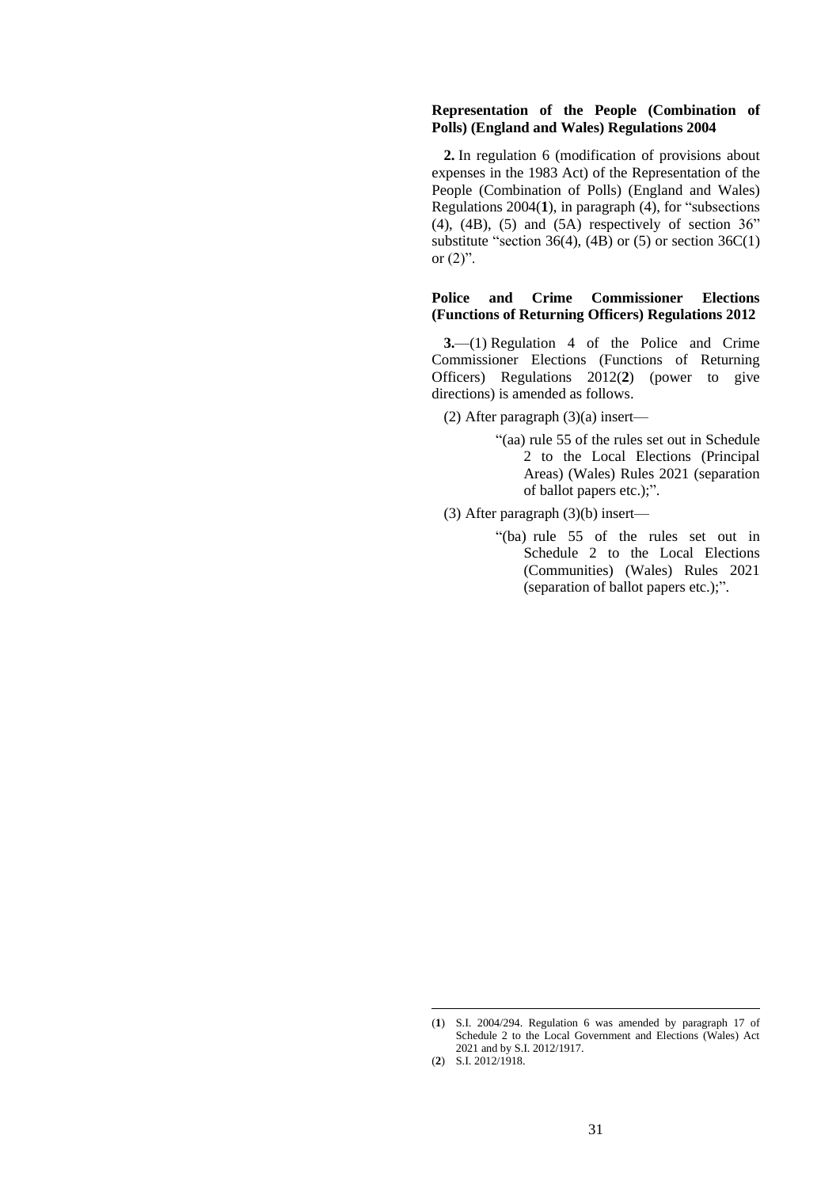### Representation of the People (Combination of Polls) (England and Wales) Regulations 2004

**2.** In regulation 6 (modification of provisions about expenses in the 1983 Act) of the Representation of the People (Combination of Polls) (England and Wales) Regulations 2004([1]), in paragraph (4), for "subsections (4), (4B), (5) and (5A) respectively of section 36" substitute "section 36(4), (4B) or (5) or section 36C(1) or (2)".

### Police and Crime Commissioner Elections (Functions of Returning Officers) Regulations 2012

**3.**—(1) Regulation 4 of the Police and Crime Commissioner Elections (Functions of Returning Officers) Regulations 2012([2]) (power to give directions) is amended as follows.

(2) After paragraph (3)(a) insert—

> "(aa) rule 55 of the rules set out in Schedule 2 to the Local Elections (Principal Areas) (Wales) Rules 2021 (separation of ballot papers etc.);".

(3) After paragraph (3)(b) insert—

> "(ba) rule 55 of the rules set out in Schedule 2 to the Local Elections (Communities) (Wales) Rules 2021 (separation of ballot papers etc.);".

---

([1]) S.I. 2004/294. Regulation 6 was amended by paragraph 17 of Schedule 2 to the Local Government and Elections (Wales) Act 2021 and by S.I. 2012/1917.

([2]) S.I. 2012/1918.